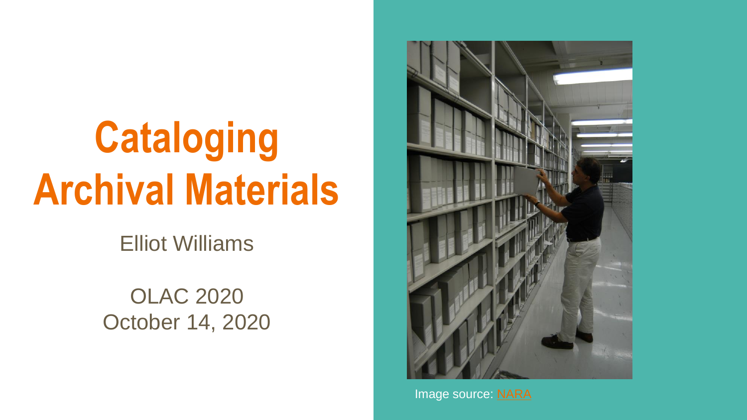# Cataloging Archival Materials

Elliot Williams

OLAC 2020
October 14, 2020

Image source: NARA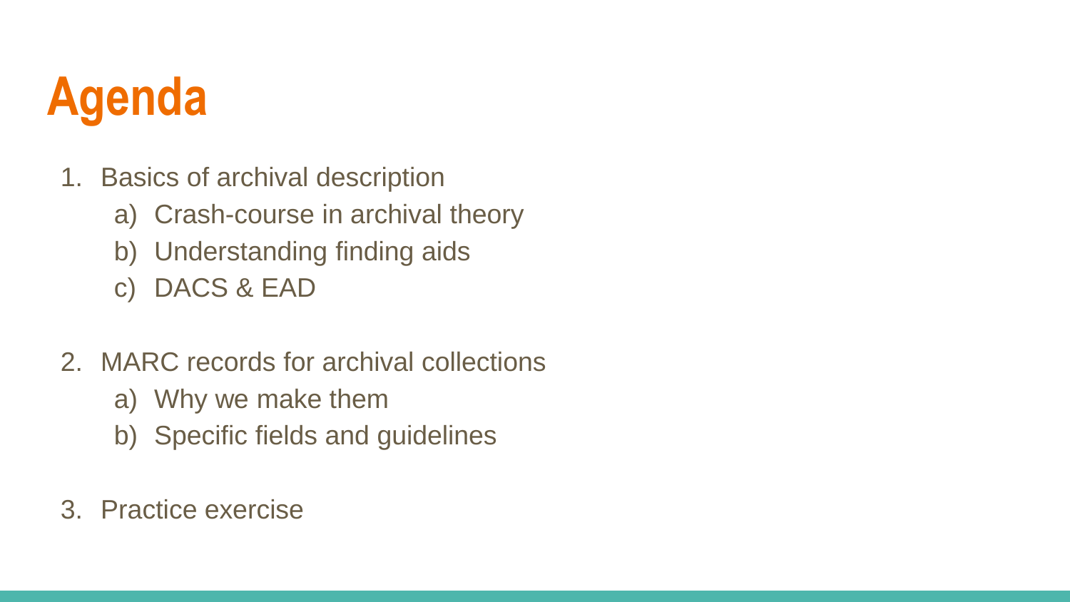# Agenda

1. Basics of archival description
    a) Crash-course in archival theory
    b) Understanding finding aids
    c) DACS & EAD

2. MARC records for archival collections
    a) Why we make them
    b) Specific fields and guidelines

3. Practice exercise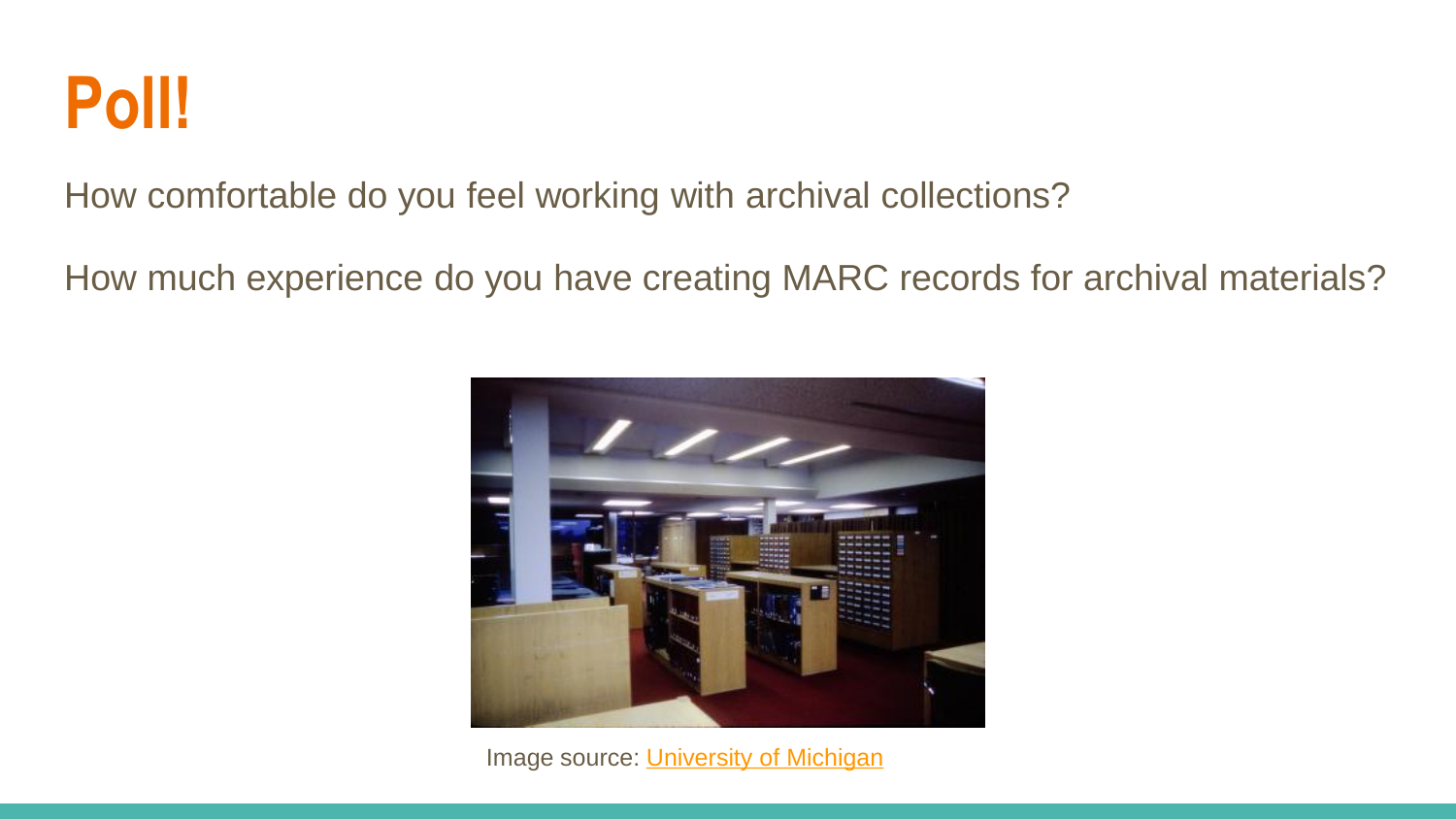# Poll!

How comfortable do you feel working with archival collections?

How much experience do you have creating MARC records for archival materials?

Image source: University of Michigan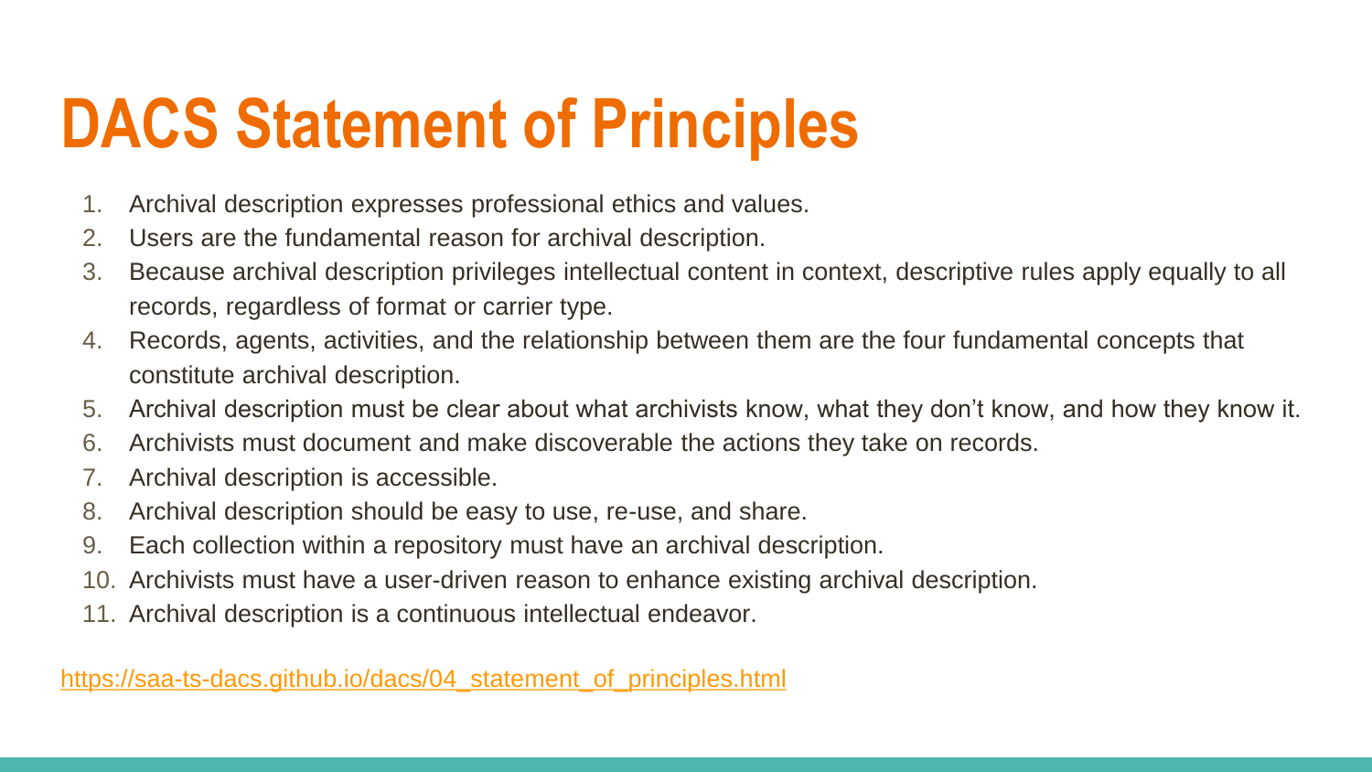# DACS Statement of Principles

1. Archival description expresses professional ethics and values.
2. Users are the fundamental reason for archival description.
3. Because archival description privileges intellectual content in context, descriptive rules apply equally to all records, regardless of format or carrier type.
4. Records, agents, activities, and the relationship between them are the four fundamental concepts that constitute archival description.
5. Archival description must be clear about what archivists know, what they don't know, and how they know it.
6. Archivists must document and make discoverable the actions they take on records.
7. Archival description is accessible.
8. Archival description should be easy to use, re-use, and share.
9. Each collection within a repository must have an archival description.
10. Archivists must have a user-driven reason to enhance existing archival description.
11. Archival description is a continuous intellectual endeavor.

https://saa-ts-dacs.github.io/dacs/04_statement_of_principles.html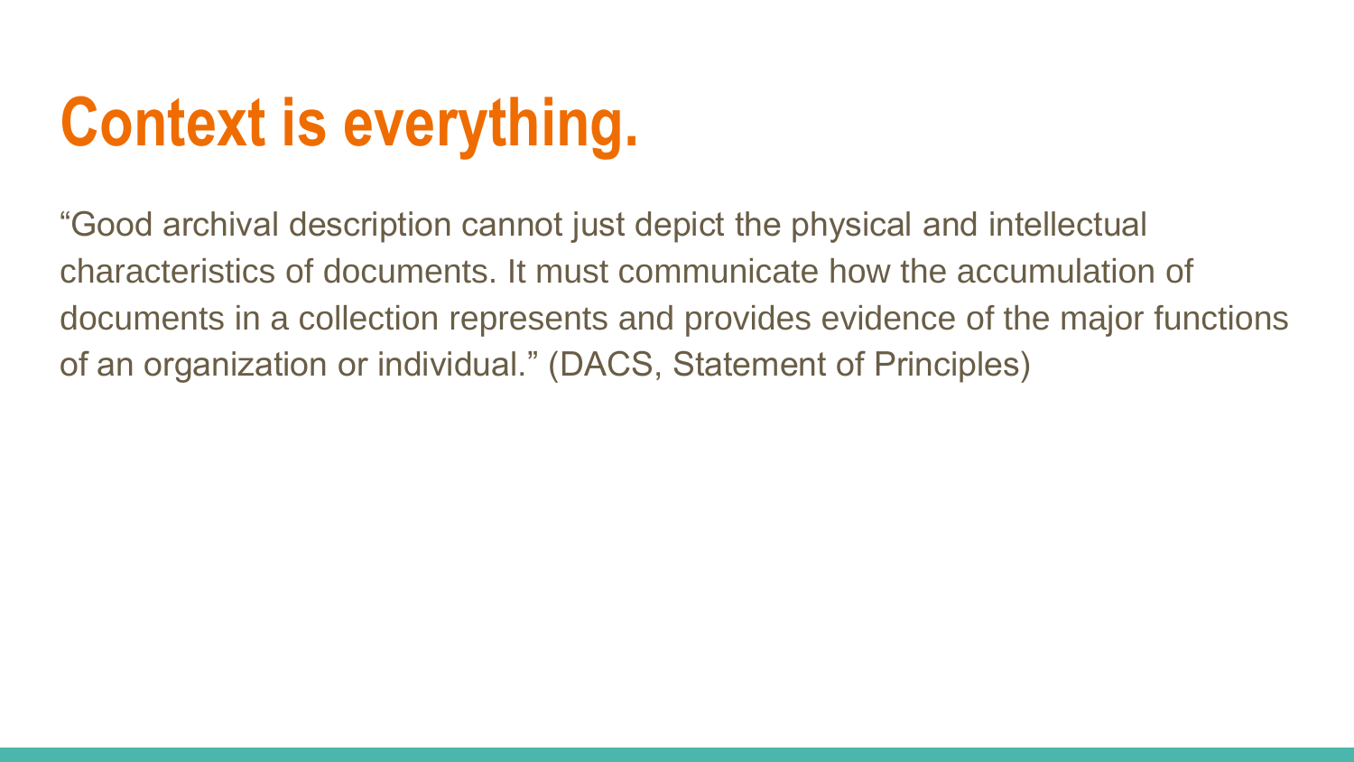# Context is everything.

"Good archival description cannot just depict the physical and intellectual characteristics of documents. It must communicate how the accumulation of documents in a collection represents and provides evidence of the major functions of an organization or individual." (DACS, Statement of Principles)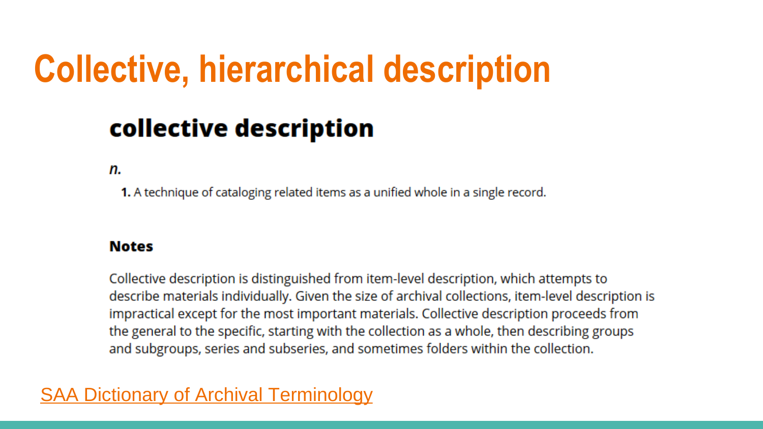# Collective, hierarchical description

## collective description

***n.***

**1.** A technique of cataloging related items as a unified whole in a single record.

### Notes

Collective description is distinguished from item-level description, which attempts to describe materials individually. Given the size of archival collections, item-level description is impractical except for the most important materials. Collective description proceeds from the general to the specific, starting with the collection as a whole, then describing groups and subgroups, series and subseries, and sometimes folders within the collection.

SAA Dictionary of Archival Terminology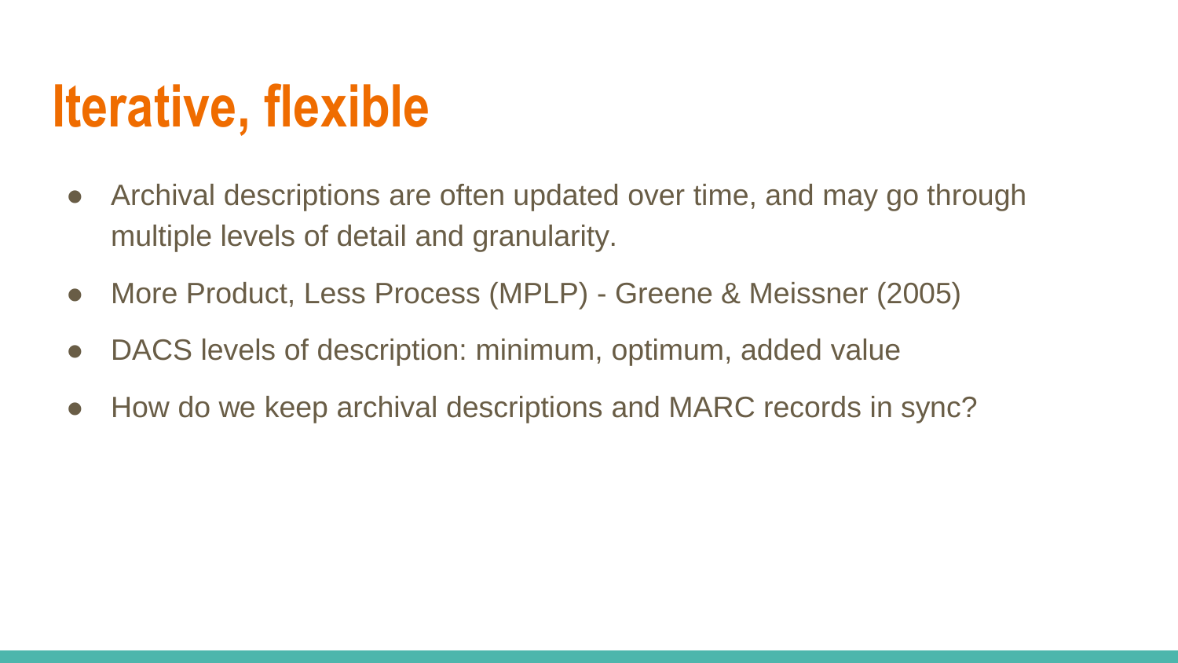# Iterative, flexible

- Archival descriptions are often updated over time, and may go through multiple levels of detail and granularity.
- More Product, Less Process (MPLP) - Greene & Meissner (2005)
- DACS levels of description: minimum, optimum, added value
- How do we keep archival descriptions and MARC records in sync?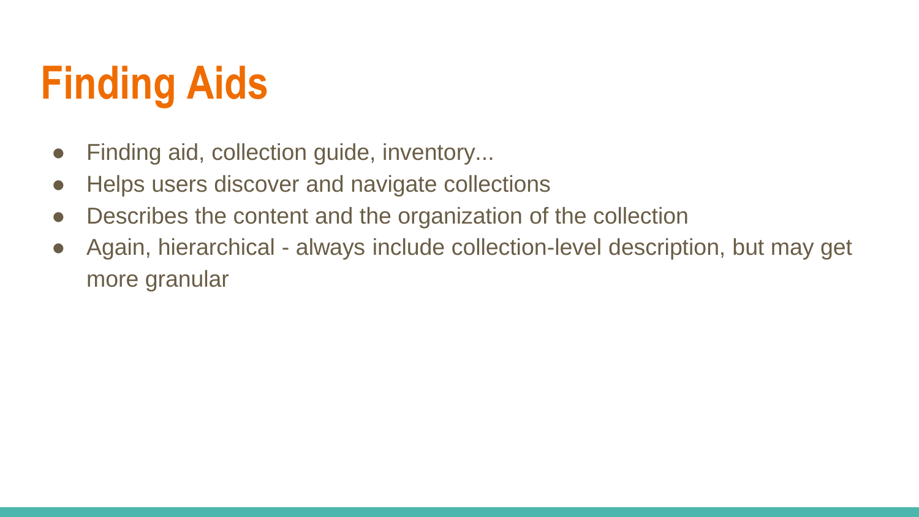# Finding Aids

- Finding aid, collection guide, inventory...
- Helps users discover and navigate collections
- Describes the content and the organization of the collection
- Again, hierarchical - always include collection-level description, but may get more granular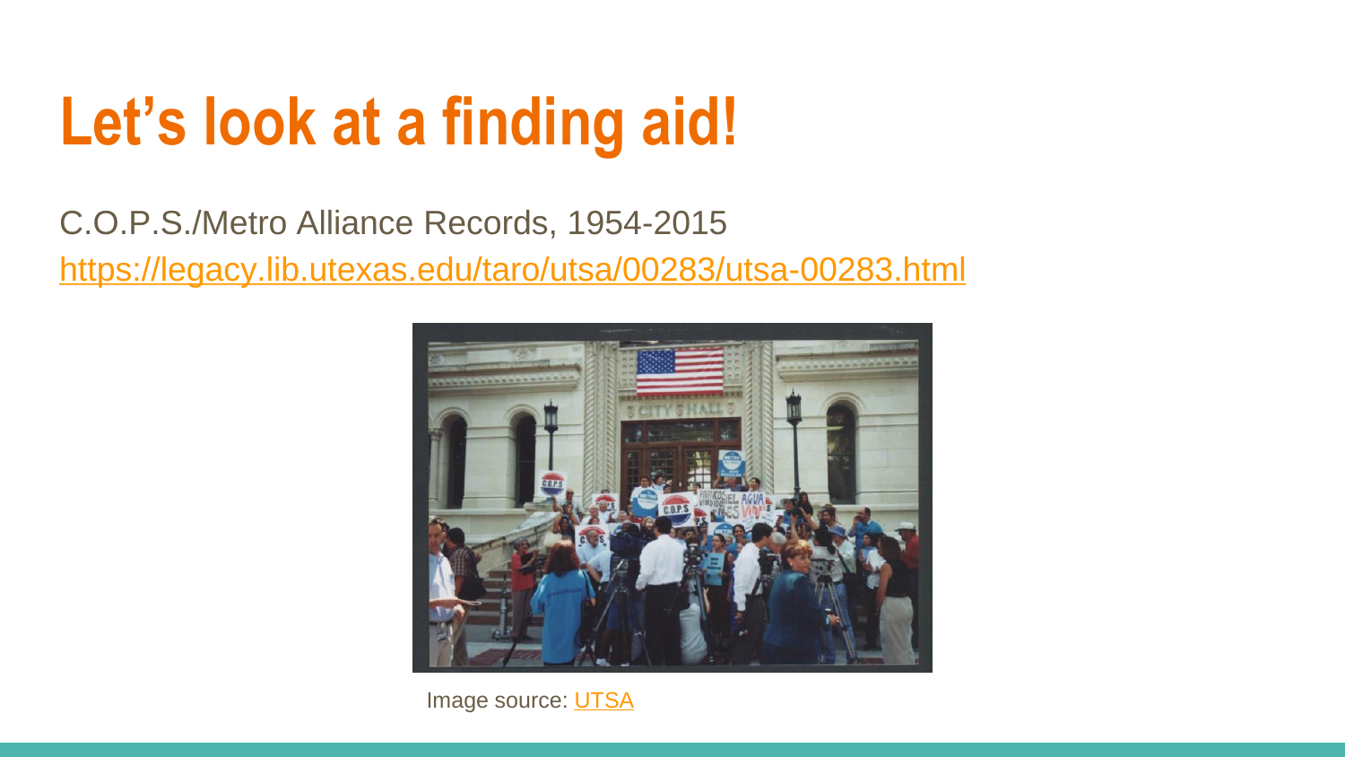# Let's look at a finding aid!

C.O.P.S./Metro Alliance Records, 1954-2015

https://legacy.lib.utexas.edu/taro/utsa/00283/utsa-00283.html

Image source: UTSA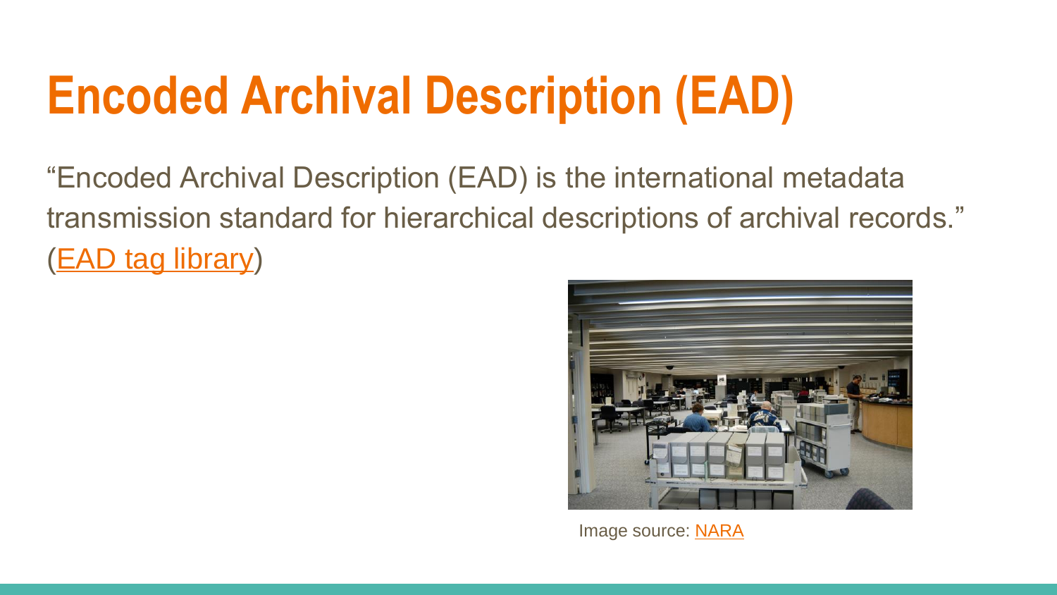# Encoded Archival Description (EAD)

"Encoded Archival Description (EAD) is the international metadata transmission standard for hierarchical descriptions of archival records." (EAD tag library)

Image source: NARA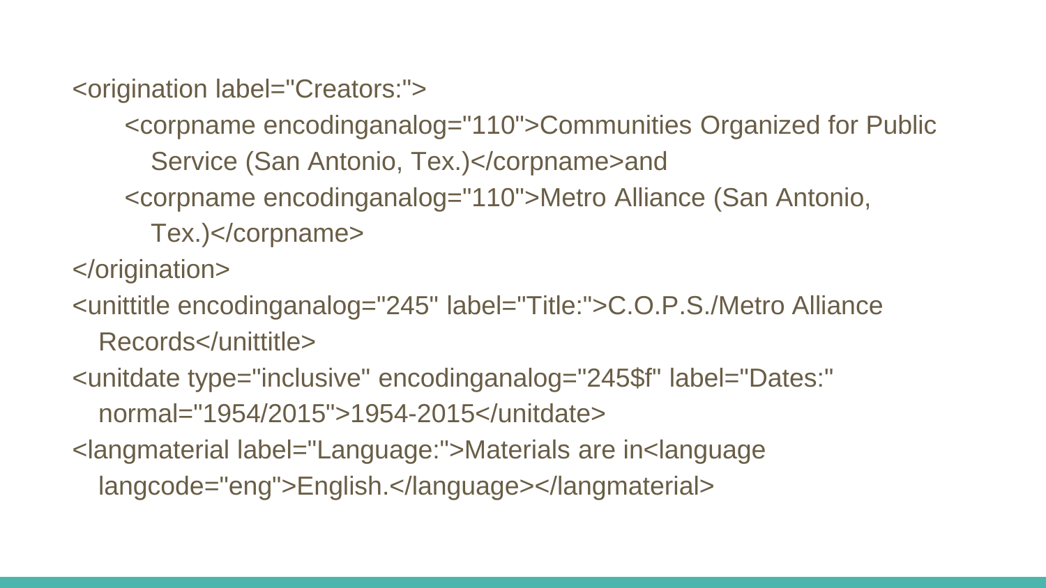```
<origination label="Creators:">
    <corpname encodinganalog="110">Communities Organized for Public
      Service (San Antonio, Tex.)</corpname>and
    <corpname encodinganalog="110">Metro Alliance (San Antonio,
      Tex.)</corpname>
</origination>
<unittitle encodinganalog="245" label="Title:">C.O.P.S./Metro Alliance
  Records</unittitle>
<unitdate type="inclusive" encodinganalog="245$f" label="Dates:"
  normal="1954/2015">1954-2015</unitdate>
<langmaterial label="Language:">Materials are in<language
  langcode="eng">English.</language></langmaterial>
```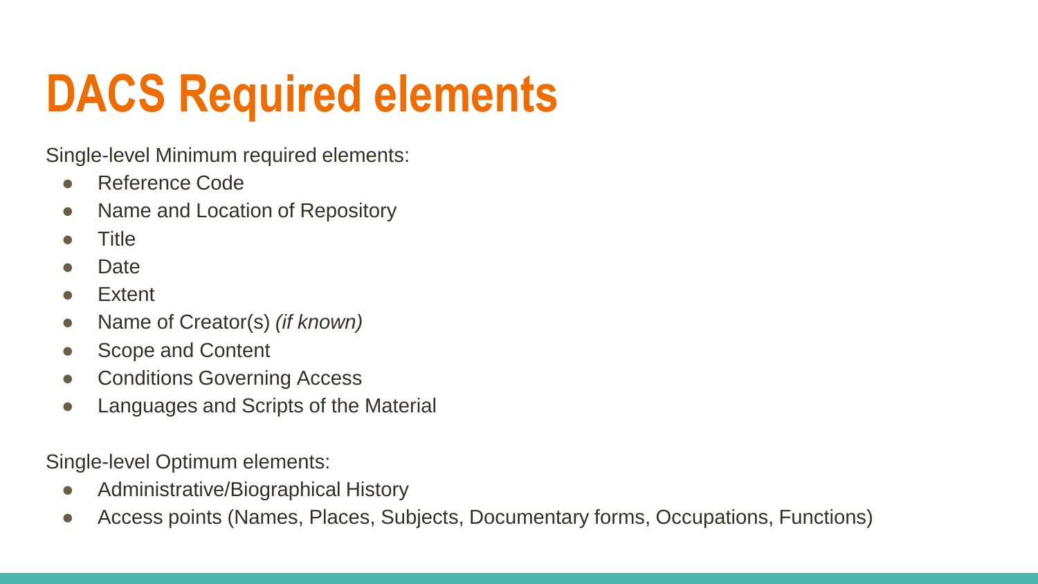# DACS Required elements

Single-level Minimum required elements:

- Reference Code
- Name and Location of Repository
- Title
- Date
- Extent
- Name of Creator(s) *(if known)*
- Scope and Content
- Conditions Governing Access
- Languages and Scripts of the Material

Single-level Optimum elements:

- Administrative/Biographical History
- Access points (Names, Places, Subjects, Documentary forms, Occupations, Functions)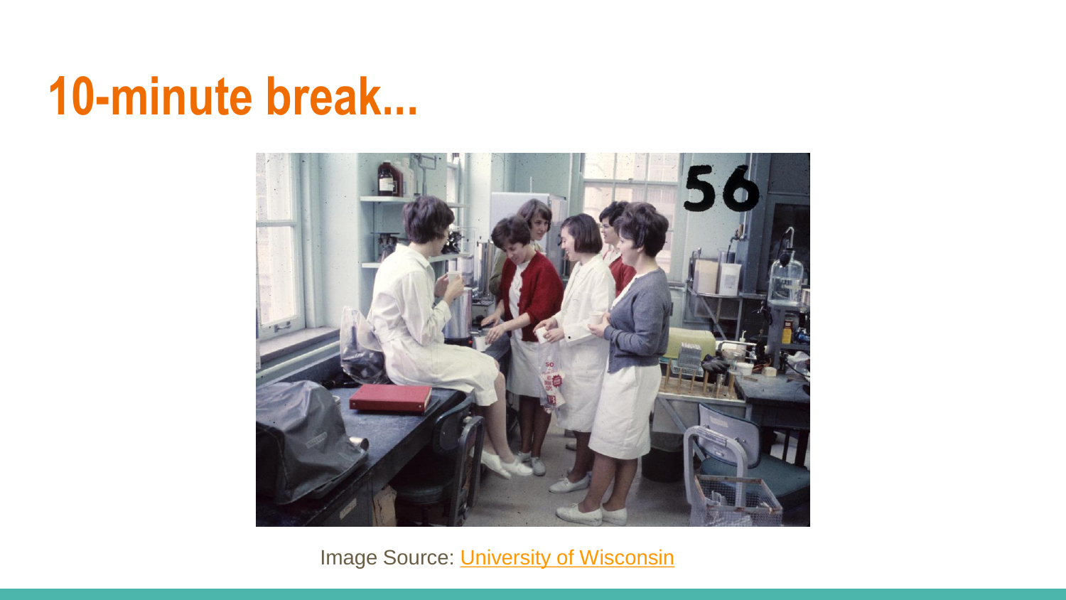# 10-minute break...

Image Source: University of Wisconsin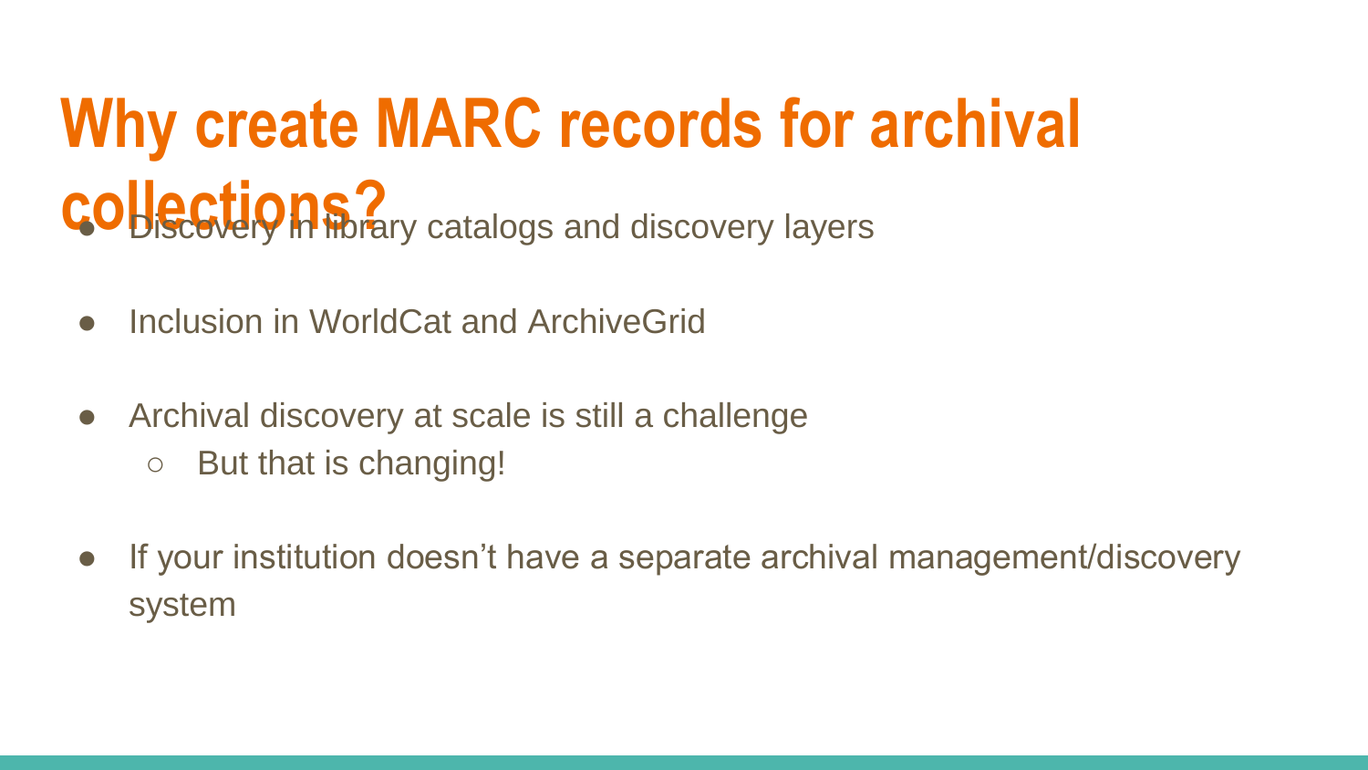# Why create MARC records for archival collections?

- Discovery in library catalogs and discovery layers
- Inclusion in WorldCat and ArchiveGrid
- Archival discovery at scale is still a challenge
    - But that is changing!
- If your institution doesn't have a separate archival management/discovery system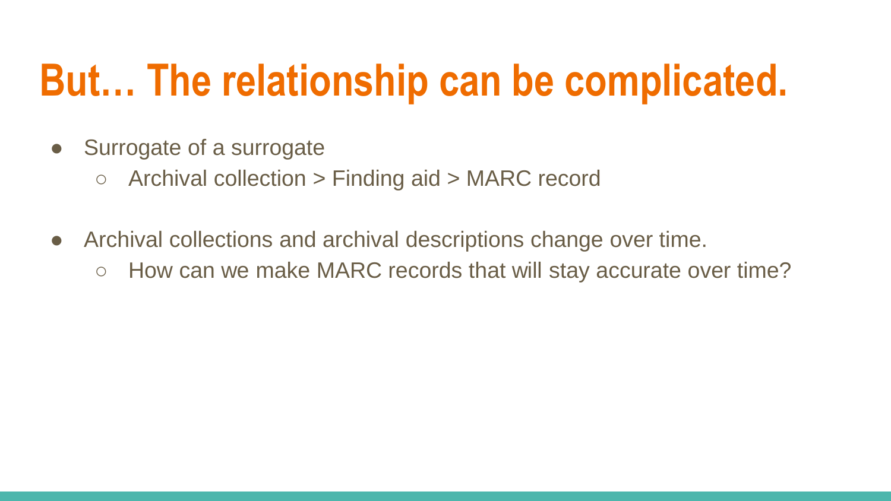# But… The relationship can be complicated.

- Surrogate of a surrogate
  - Archival collection > Finding aid > MARC record

- Archival collections and archival descriptions change over time.
  - How can we make MARC records that will stay accurate over time?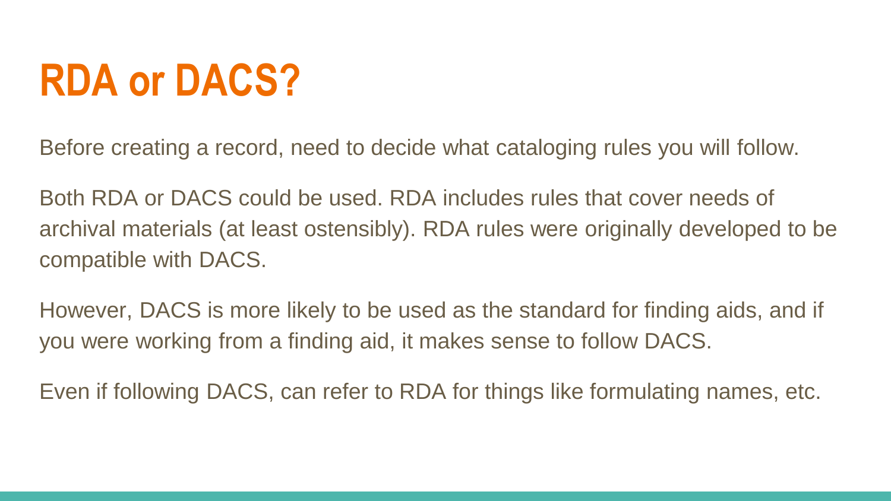# RDA or DACS?

Before creating a record, need to decide what cataloging rules you will follow.

Both RDA or DACS could be used. RDA includes rules that cover needs of archival materials (at least ostensibly). RDA rules were originally developed to be compatible with DACS.

However, DACS is more likely to be used as the standard for finding aids, and if you were working from a finding aid, it makes sense to follow DACS.

Even if following DACS, can refer to RDA for things like formulating names, etc.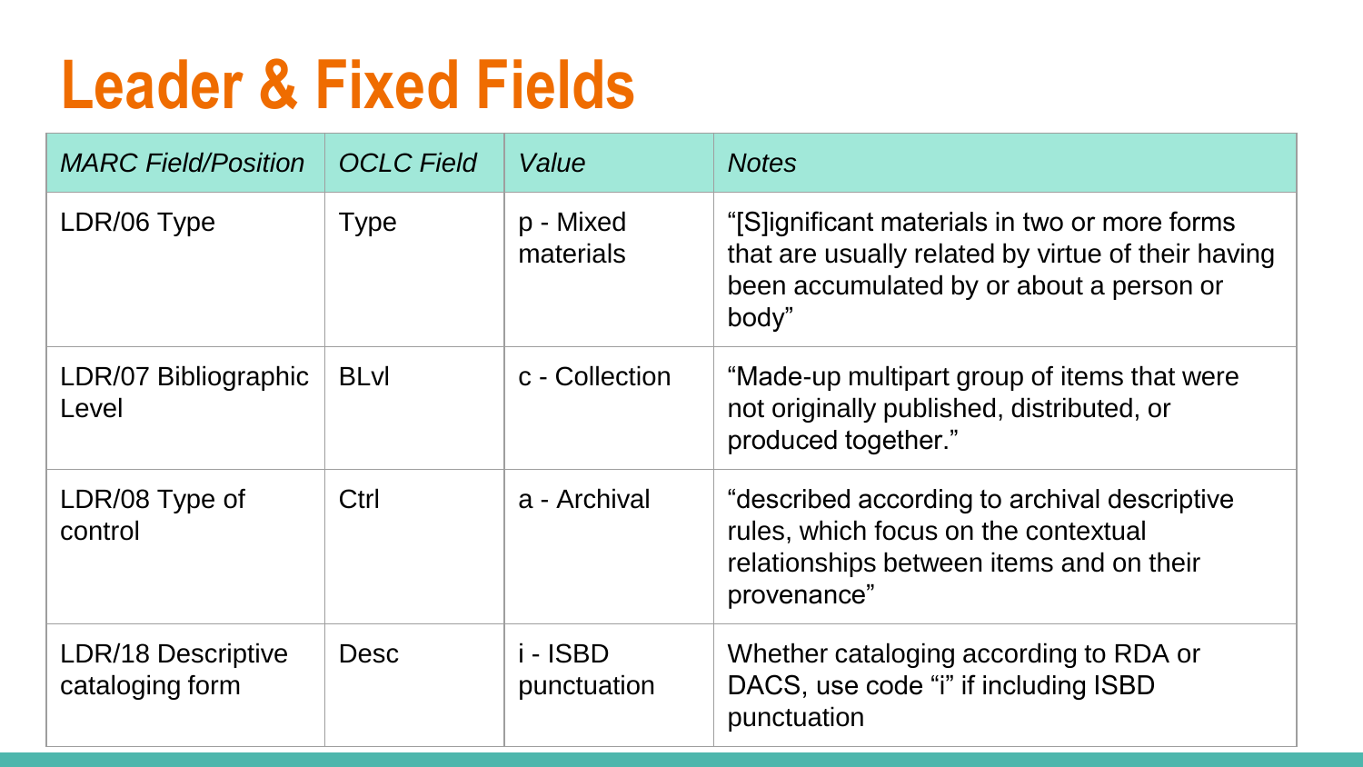# Leader & Fixed Fields

| *MARC Field/Position* | *OCLC Field* | *Value* | *Notes* |
|---|---|---|---|
| LDR/06 Type | Type | p - Mixed materials | "[S]ignificant materials in two or more forms that are usually related by virtue of their having been accumulated by or about a person or body" |
| LDR/07 Bibliographic Level | BLvl | c - Collection | "Made-up multipart group of items that were not originally published, distributed, or produced together." |
| LDR/08 Type of control | Ctrl | a - Archival | "described according to archival descriptive rules, which focus on the contextual relationships between items and on their provenance" |
| LDR/18 Descriptive cataloging form | Desc | i - ISBD punctuation | Whether cataloging according to RDA or DACS, use code "i" if including ISBD punctuation |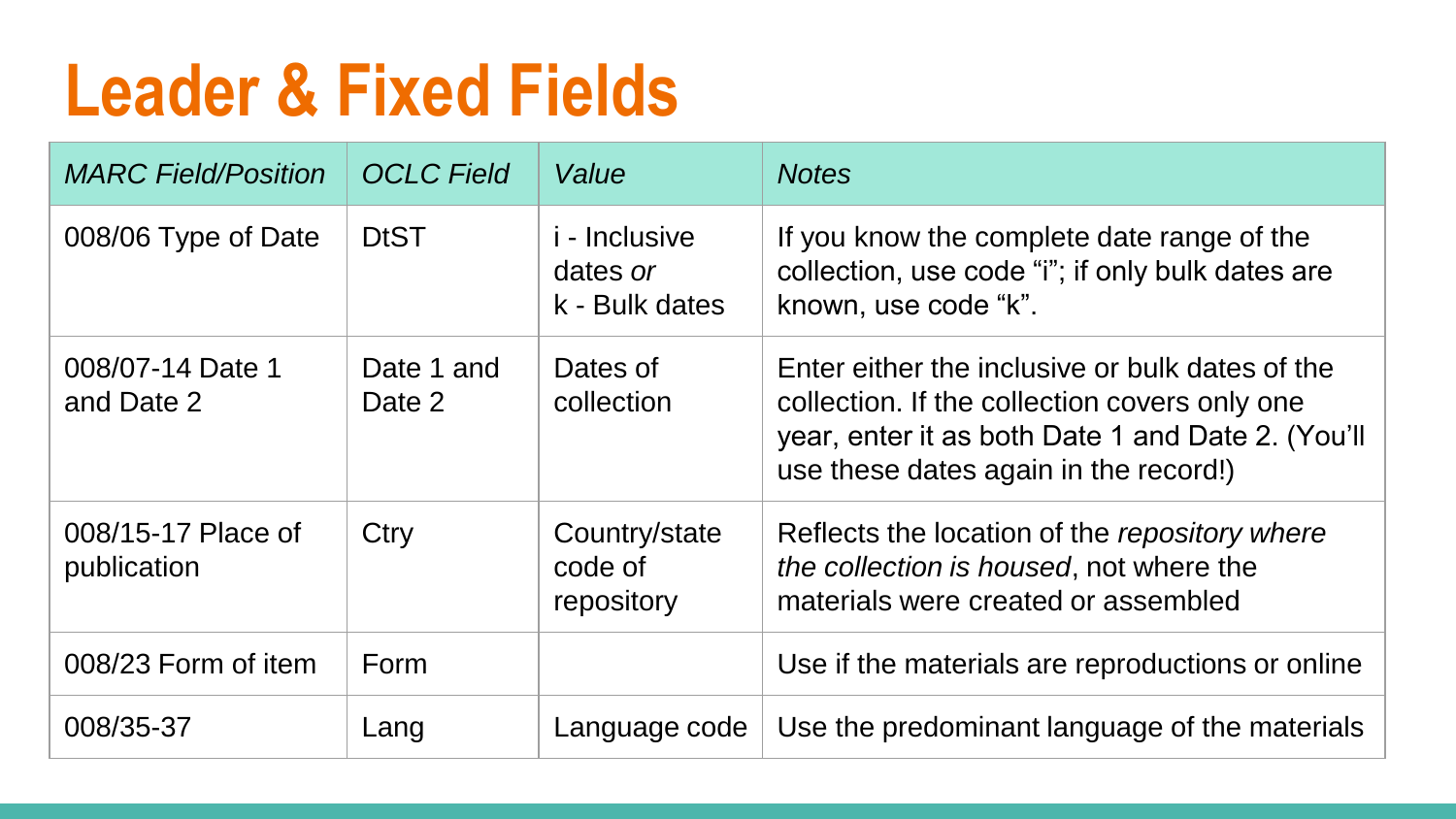# Leader & Fixed Fields

| *MARC Field/Position* | *OCLC Field* | *Value* | *Notes* |
| --- | --- | --- | --- |
| 008/06 Type of Date | DtST | i - Inclusive dates *or* k - Bulk dates | If you know the complete date range of the collection, use code "i"; if only bulk dates are known, use code "k". |
| 008/07-14 Date 1 and Date 2 | Date 1 and Date 2 | Dates of collection | Enter either the inclusive or bulk dates of the collection. If the collection covers only one year, enter it as both Date 1 and Date 2. (You'll use these dates again in the record!) |
| 008/15-17 Place of publication | Ctry | Country/state code of repository | Reflects the location of the *repository where the collection is housed*, not where the materials were created or assembled |
| 008/23 Form of item | Form | | Use if the materials are reproductions or online |
| 008/35-37 | Lang | Language code | Use the predominant language of the materials |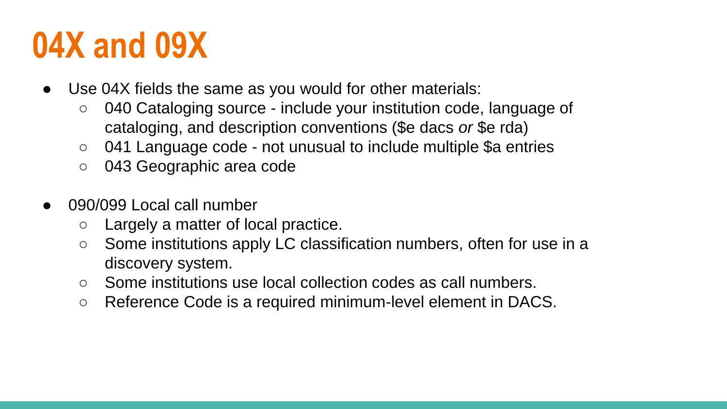# 04X and 09X

- Use 04X fields the same as you would for other materials:
  - 040 Cataloging source - include your institution code, language of cataloging, and description conventions ($e dacs *or* $e rda)
  - 041 Language code - not unusual to include multiple $a entries
  - 043 Geographic area code
- 090/099 Local call number
  - Largely a matter of local practice.
  - Some institutions apply LC classification numbers, often for use in a discovery system.
  - Some institutions use local collection codes as call numbers.
  - Reference Code is a required minimum-level element in DACS.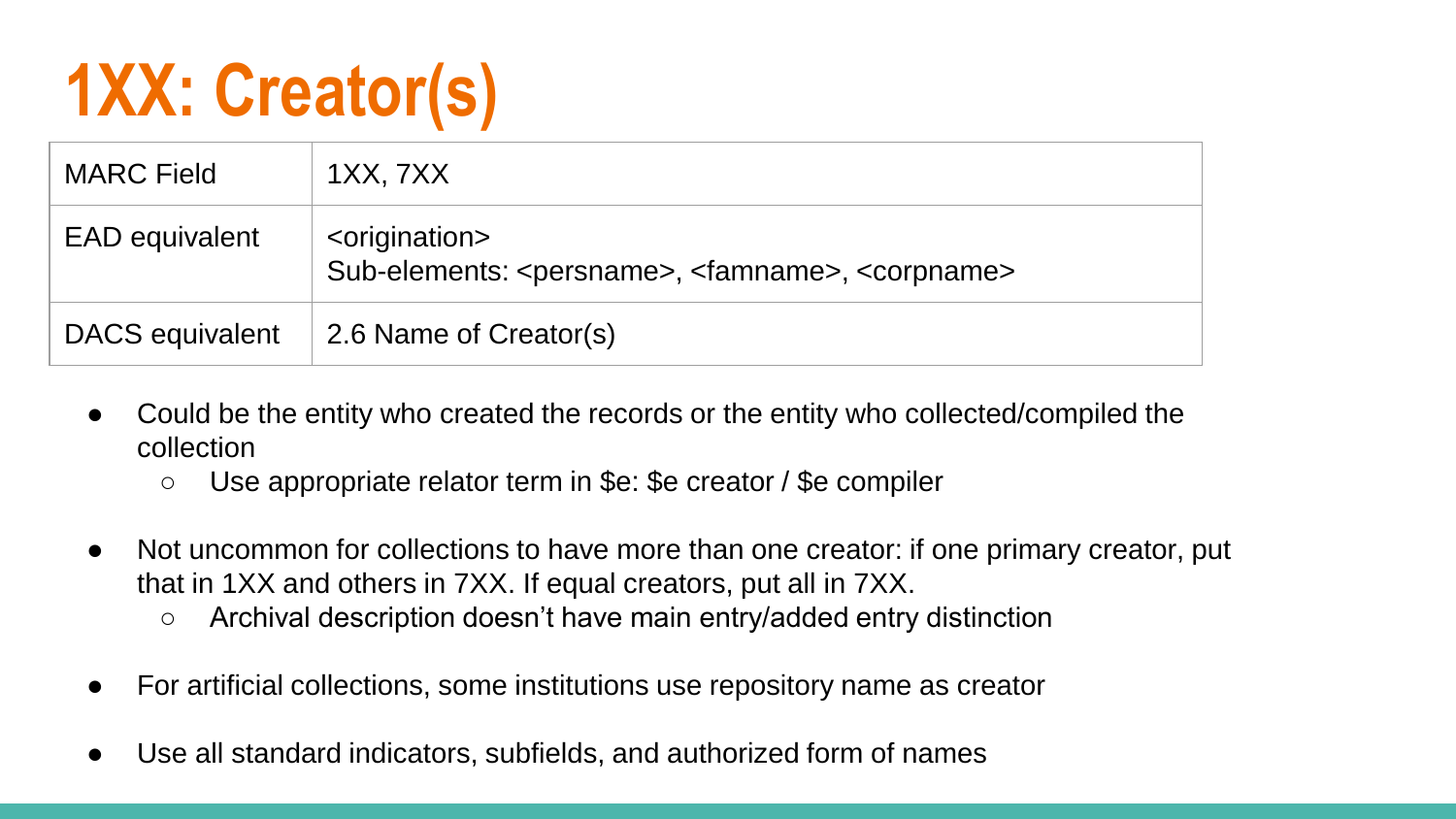# 1XX: Creator(s)

| MARC Field | 1XX, 7XX |
|---|---|
| EAD equivalent | <origination><br>Sub-elements: <persname>, <famname>, <corpname> |
| DACS equivalent | 2.6 Name of Creator(s) |

- Could be the entity who created the records or the entity who collected/compiled the collection
  - Use appropriate relator term in $e: $e creator / $e compiler
- Not uncommon for collections to have more than one creator: if one primary creator, put that in 1XX and others in 7XX. If equal creators, put all in 7XX.
  - Archival description doesn't have main entry/added entry distinction
- For artificial collections, some institutions use repository name as creator
- Use all standard indicators, subfields, and authorized form of names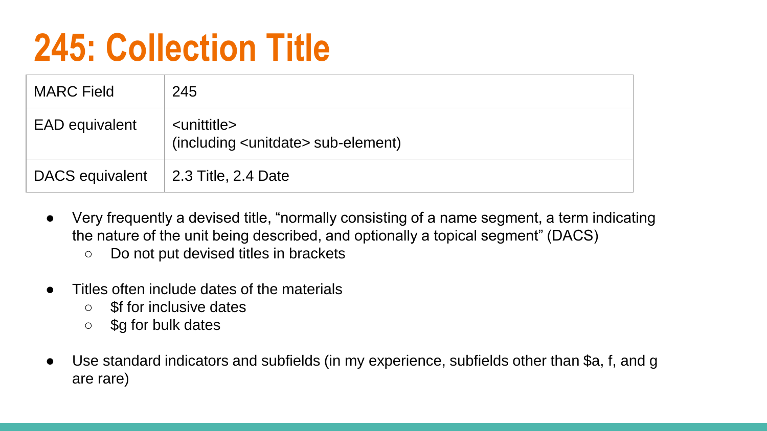# 245: Collection Title

| MARC Field | 245 |
|---|---|
| EAD equivalent | <unittitle><br>(including <unitdate> sub-element) |
| DACS equivalent | 2.3 Title, 2.4 Date |

- Very frequently a devised title, "normally consisting of a name segment, a term indicating the nature of the unit being described, and optionally a topical segment" (DACS)
  - Do not put devised titles in brackets
- Titles often include dates of the materials
  - $f for inclusive dates
  - $g for bulk dates
- Use standard indicators and subfields (in my experience, subfields other than $a, f, and g are rare)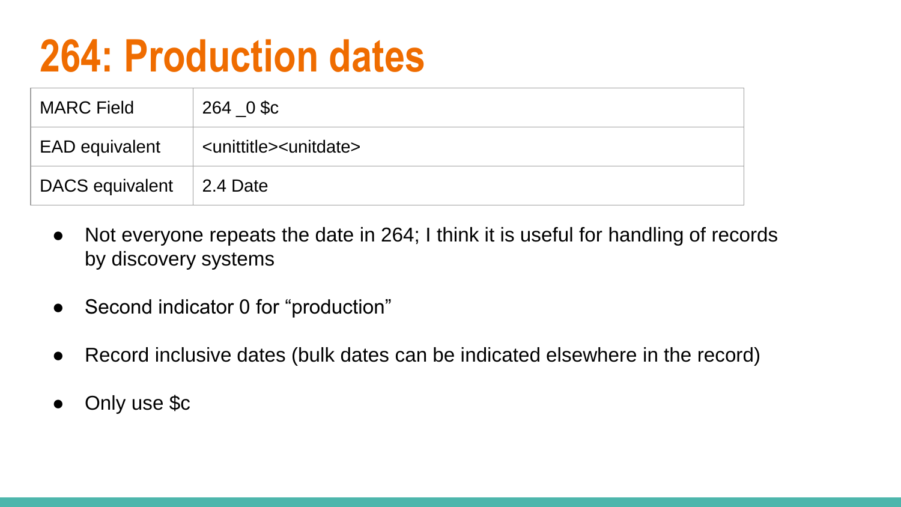# 264: Production dates

| MARC Field | 264 _0 $c |
|---|---|
| EAD equivalent | <unittitle><unitdate> |
| DACS equivalent | 2.4 Date |

- Not everyone repeats the date in 264; I think it is useful for handling of records by discovery systems
- Second indicator 0 for "production"
- Record inclusive dates (bulk dates can be indicated elsewhere in the record)
- Only use $c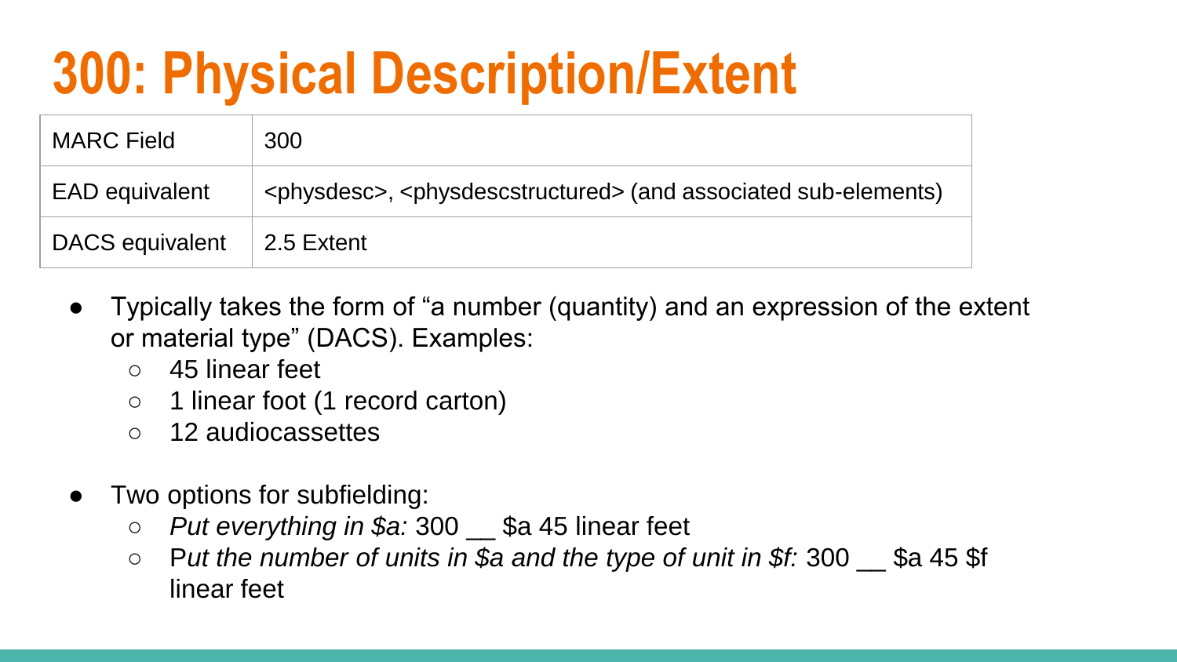# 300: Physical Description/Extent

| MARC Field | 300 |
|---|---|
| EAD equivalent | <physdesc>, <physdescstructured> (and associated sub-elements) |
| DACS equivalent | 2.5 Extent |

- Typically takes the form of "a number (quantity) and an expression of the extent or material type" (DACS). Examples:
  - 45 linear feet
  - 1 linear foot (1 record carton)
  - 12 audiocassettes

- Two options for subfielding:
  - *Put everything in $a:* 300 __ $a 45 linear feet
  - P*ut the number of units in $a and the type of unit in $f:* 300 __ $a 45 $f linear feet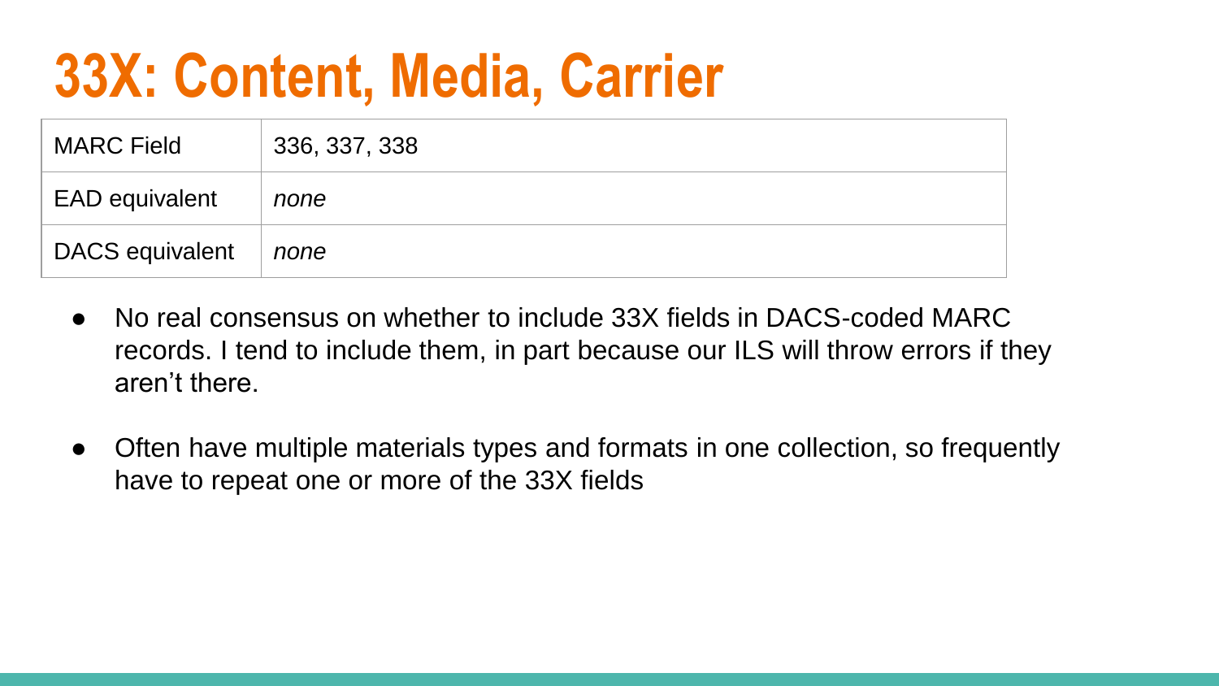# 33X: Content, Media, Carrier

| MARC Field | 336, 337, 338 |
| --- | --- |
| EAD equivalent | *none* |
| DACS equivalent | *none* |

- No real consensus on whether to include 33X fields in DACS-coded MARC records. I tend to include them, in part because our ILS will throw errors if they aren't there.

- Often have multiple materials types and formats in one collection, so frequently have to repeat one or more of the 33X fields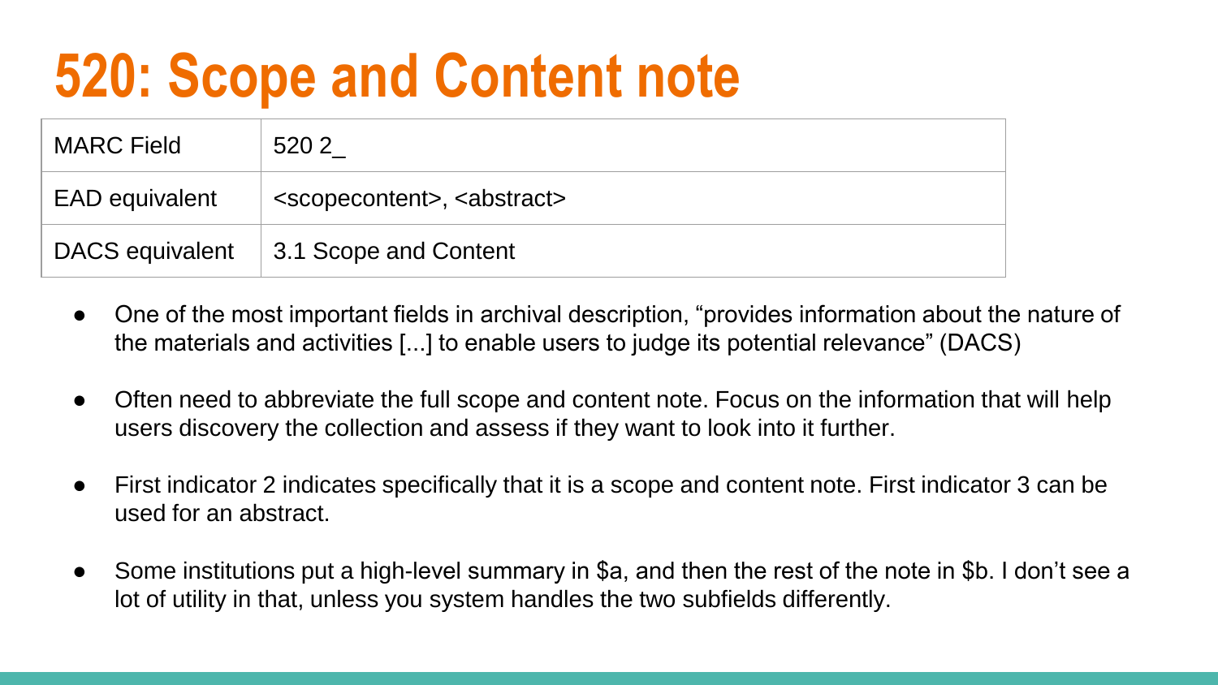# 520: Scope and Content note

| MARC Field | 520 2_ |
| --- | --- |
| EAD equivalent | <scopecontent>, <abstract> |
| DACS equivalent | 3.1 Scope and Content |

- One of the most important fields in archival description, "provides information about the nature of the materials and activities [...] to enable users to judge its potential relevance" (DACS)
- Often need to abbreviate the full scope and content note. Focus on the information that will help users discovery the collection and assess if they want to look into it further.
- First indicator 2 indicates specifically that it is a scope and content note. First indicator 3 can be used for an abstract.
- Some institutions put a high-level summary in $a, and then the rest of the note in $b. I don't see a lot of utility in that, unless you system handles the two subfields differently.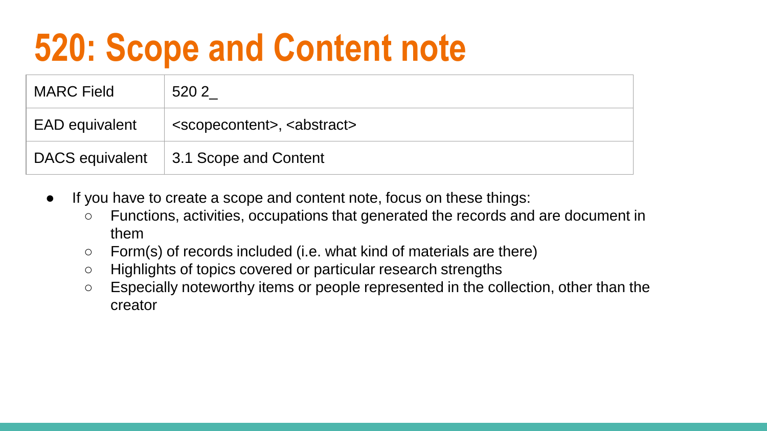# 520: Scope and Content note

| MARC Field | 520 2_ |
| --- | --- |
| EAD equivalent | <scopecontent>, <abstract> |
| DACS equivalent | 3.1 Scope and Content |

- If you have to create a scope and content note, focus on these things:
  - Functions, activities, occupations that generated the records and are document in them
  - Form(s) of records included (i.e. what kind of materials are there)
  - Highlights of topics covered or particular research strengths
  - Especially noteworthy items or people represented in the collection, other than the creator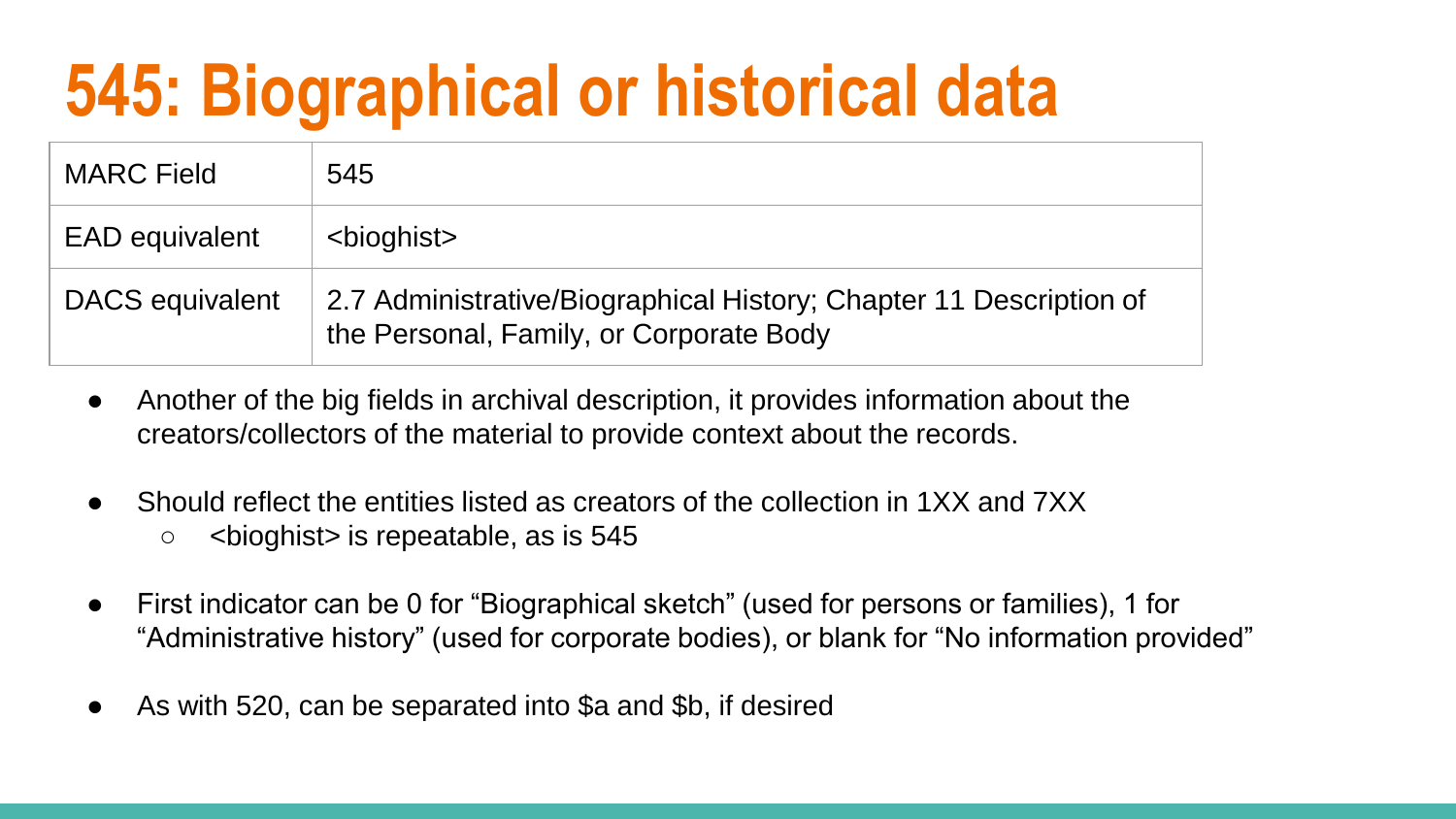# 545: Biographical or historical data

| MARC Field | 545 |
|---|---|
| EAD equivalent | <bioghist> |
| DACS equivalent | 2.7 Administrative/Biographical History; Chapter 11 Description of the Personal, Family, or Corporate Body |

- Another of the big fields in archival description, it provides information about the creators/collectors of the material to provide context about the records.

- Should reflect the entities listed as creators of the collection in 1XX and 7XX
  - <bioghist> is repeatable, as is 545

- First indicator can be 0 for "Biographical sketch" (used for persons or families), 1 for "Administrative history" (used for corporate bodies), or blank for "No information provided"

- As with 520, can be separated into $a and $b, if desired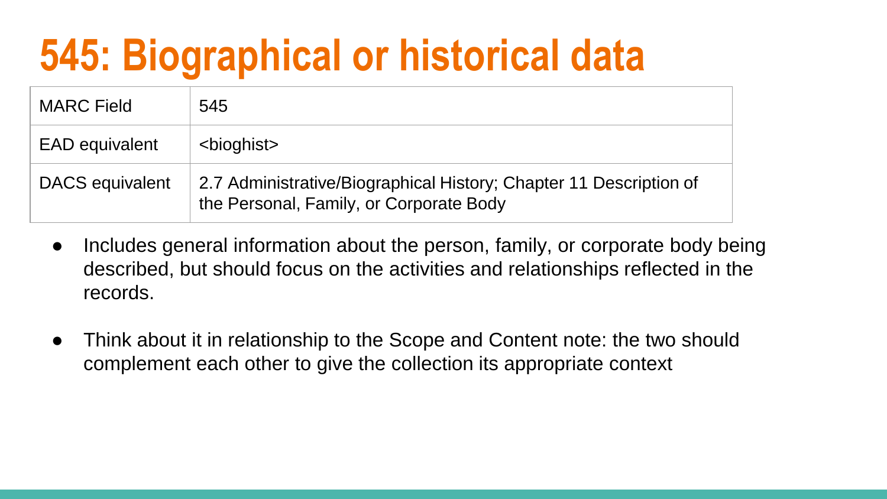# 545: Biographical or historical data

| MARC Field | 545 |
| --- | --- |
| EAD equivalent | <bioghist> |
| DACS equivalent | 2.7 Administrative/Biographical History; Chapter 11 Description of the Personal, Family, or Corporate Body |

- Includes general information about the person, family, or corporate body being described, but should focus on the activities and relationships reflected in the records.
- Think about it in relationship to the Scope and Content note: the two should complement each other to give the collection its appropriate context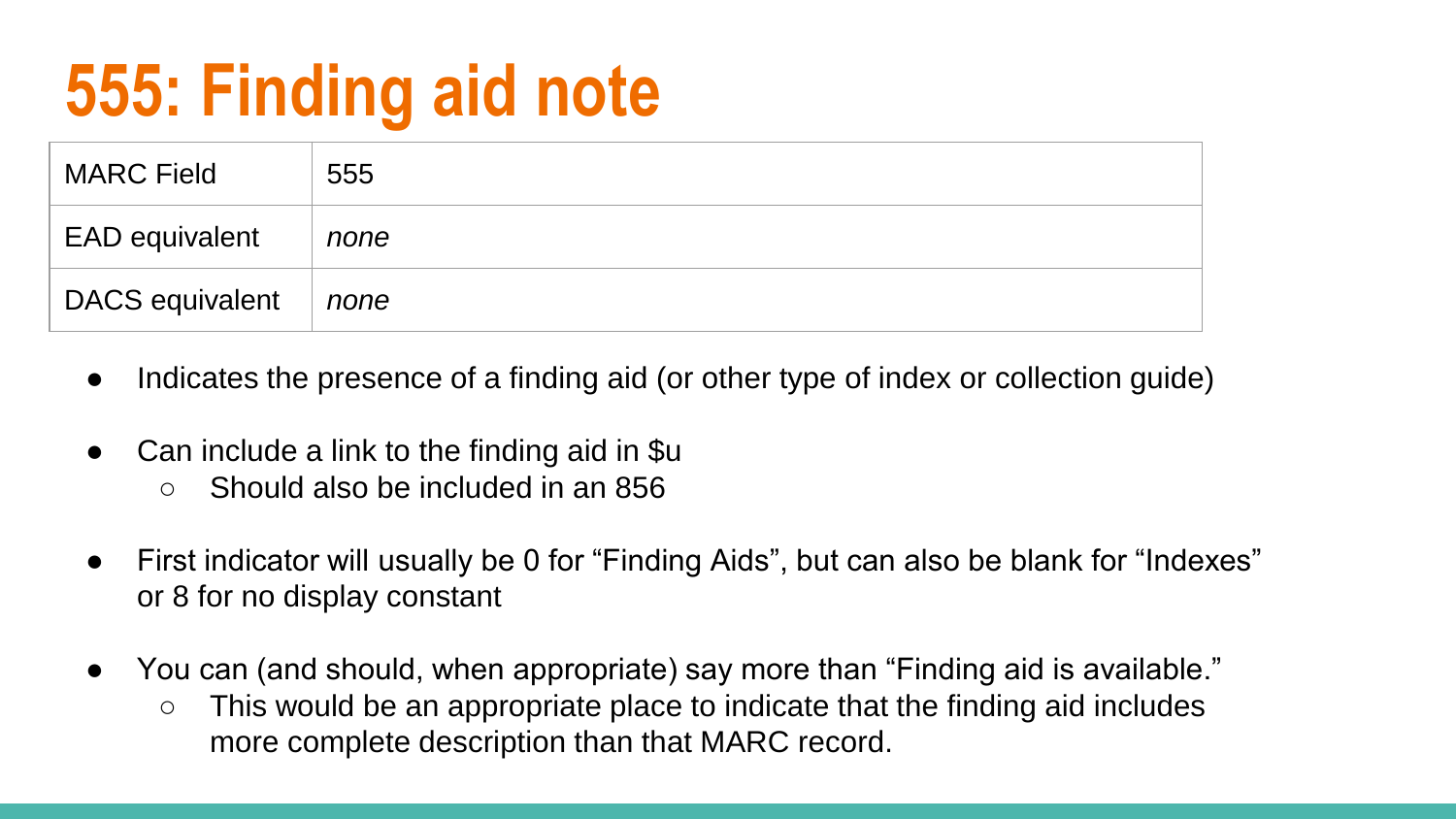# 555: Finding aid note

| MARC Field | 555 |
|---|---|
| EAD equivalent | *none* |
| DACS equivalent | *none* |

- Indicates the presence of a finding aid (or other type of index or collection guide)
- Can include a link to the finding aid in $u
  - Should also be included in an 856
- First indicator will usually be 0 for “Finding Aids”, but can also be blank for “Indexes” or 8 for no display constant
- You can (and should, when appropriate) say more than “Finding aid is available.”
  - This would be an appropriate place to indicate that the finding aid includes more complete description than that MARC record.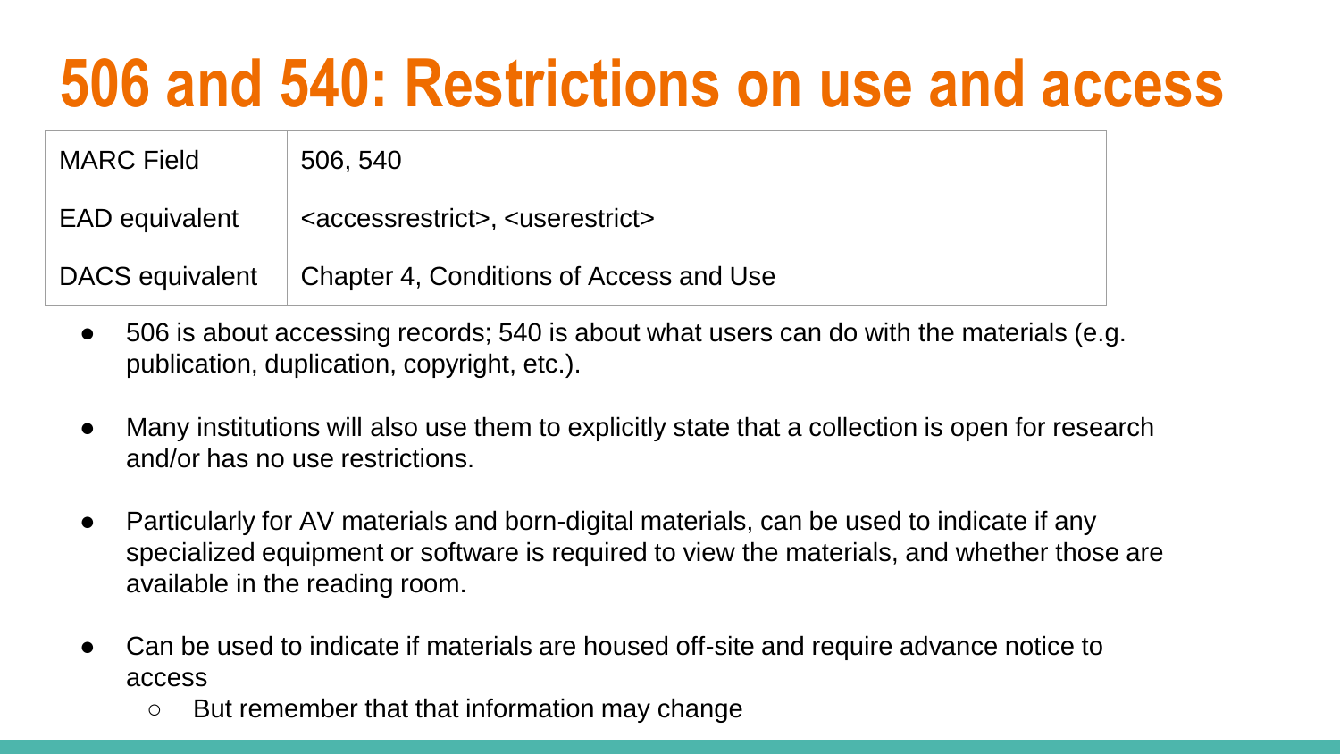# 506 and 540: Restrictions on use and access

| MARC Field | 506, 540 |
|---|---|
| EAD equivalent | <accessrestrict>, <userestrict> |
| DACS equivalent | Chapter 4, Conditions of Access and Use |

- 506 is about accessing records; 540 is about what users can do with the materials (e.g. publication, duplication, copyright, etc.).
- Many institutions will also use them to explicitly state that a collection is open for research and/or has no use restrictions.
- Particularly for AV materials and born-digital materials, can be used to indicate if any specialized equipment or software is required to view the materials, and whether those are available in the reading room.
- Can be used to indicate if materials are housed off-site and require advance notice to access
  - But remember that that information may change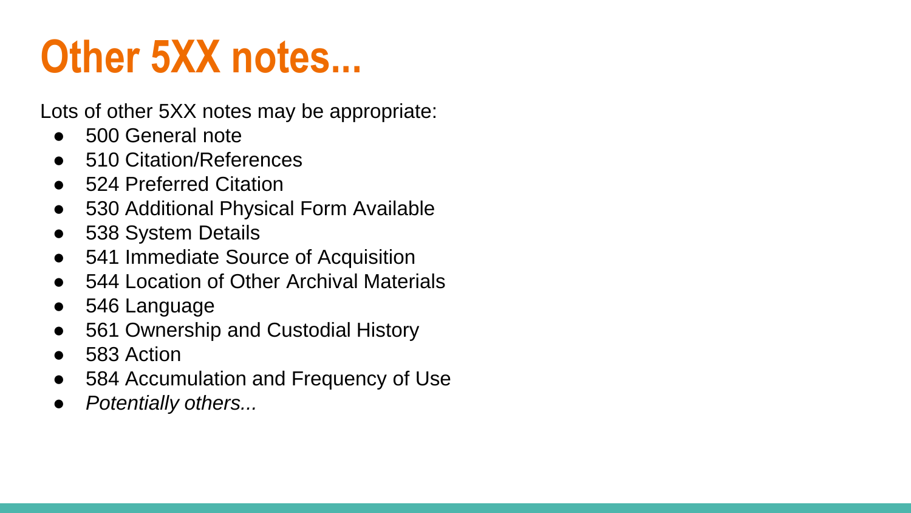# Other 5XX notes...

Lots of other 5XX notes may be appropriate:

- 500 General note
- 510 Citation/References
- 524 Preferred Citation
- 530 Additional Physical Form Available
- 538 System Details
- 541 Immediate Source of Acquisition
- 544 Location of Other Archival Materials
- 546 Language
- 561 Ownership and Custodial History
- 583 Action
- 584 Accumulation and Frequency of Use
- *Potentially others...*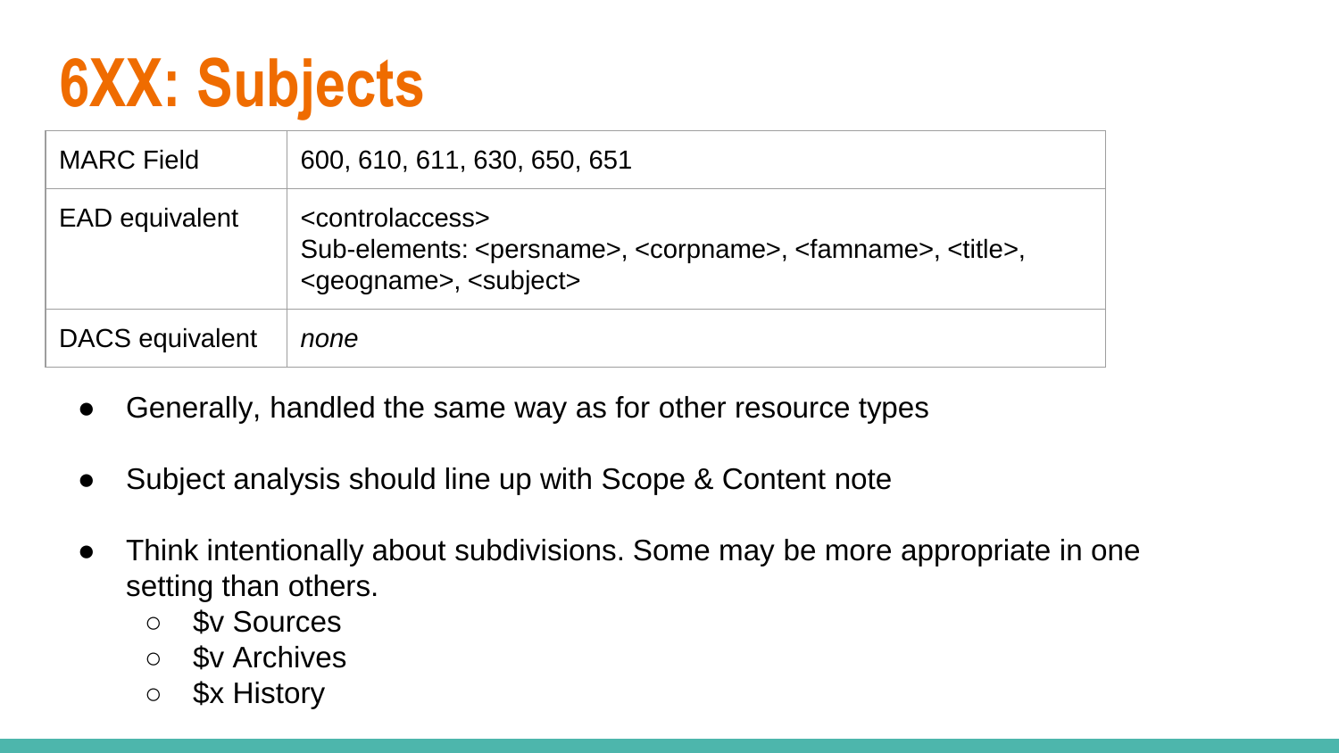# 6XX: Subjects

| MARC Field | 600, 610, 611, 630, 650, 651 |
|---|---|
| EAD equivalent | <controlaccess><br>Sub-elements: <persname>, <corpname>, <famname>, <title>, <geogname>, <subject> |
| DACS equivalent | *none* |

- Generally, handled the same way as for other resource types
- Subject analysis should line up with Scope & Content note
- Think intentionally about subdivisions. Some may be more appropriate in one setting than others.
  - $v Sources
  - $v Archives
  - $x History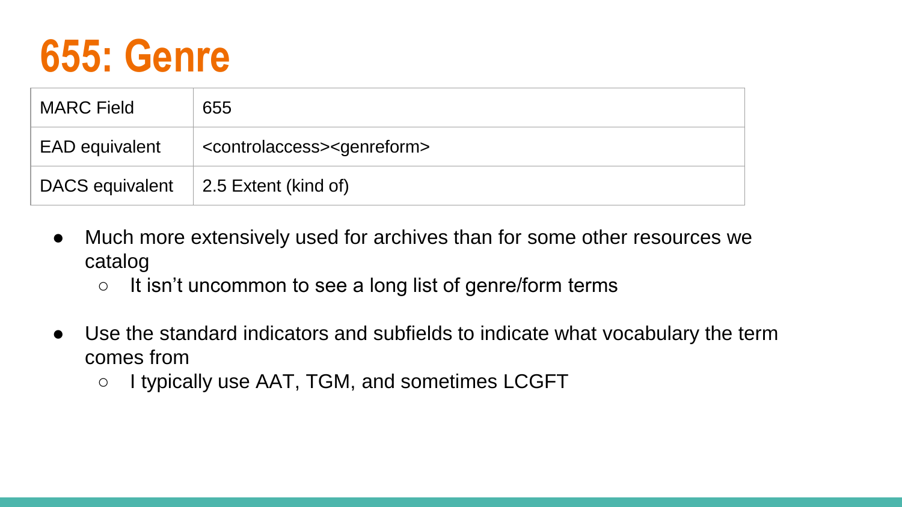# 655: Genre

| MARC Field | 655 |
| --- | --- |
| EAD equivalent | <controlaccess><genreform> |
| DACS equivalent | 2.5 Extent (kind of) |

- Much more extensively used for archives than for some other resources we catalog
  - It isn't uncommon to see a long list of genre/form terms
- Use the standard indicators and subfields to indicate what vocabulary the term comes from
  - I typically use AAT, TGM, and sometimes LCGFT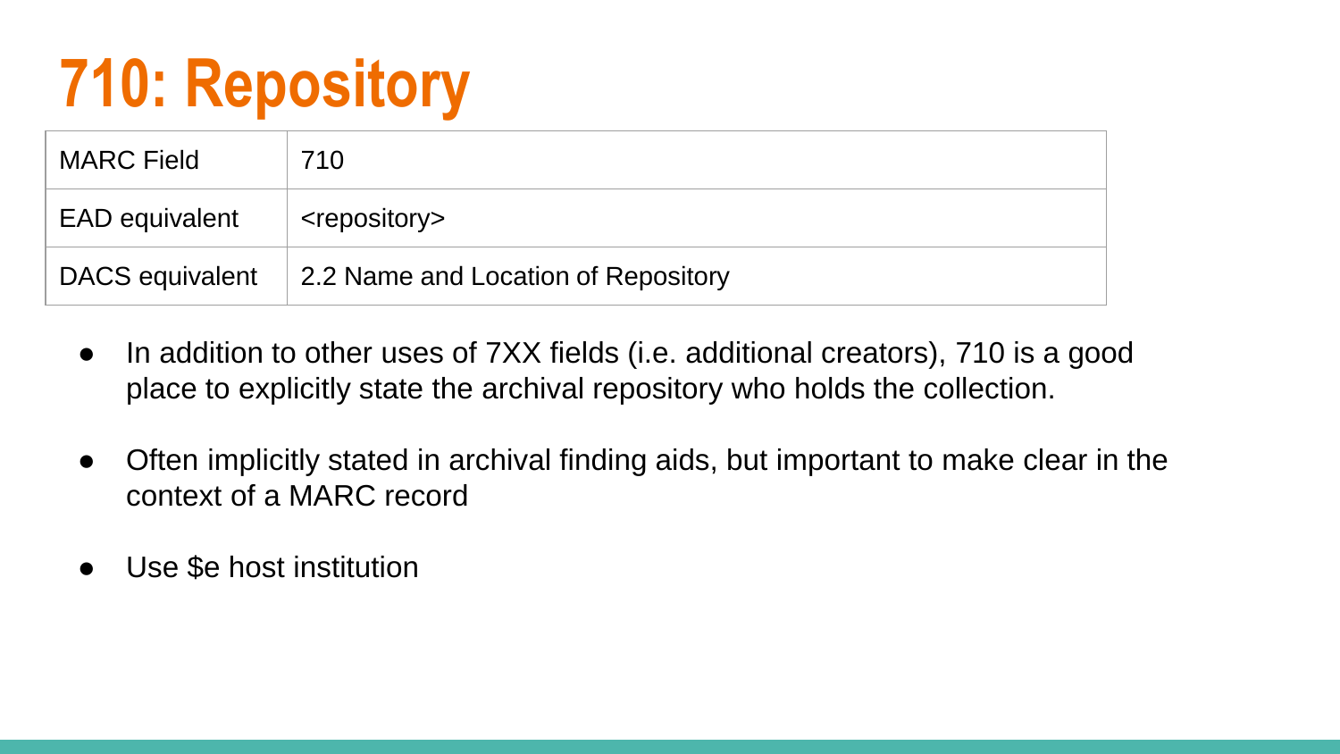# 710: Repository

| MARC Field | 710 |
|---|---|
| EAD equivalent | <repository> |
| DACS equivalent | 2.2 Name and Location of Repository |

- In addition to other uses of 7XX fields (i.e. additional creators), 710 is a good place to explicitly state the archival repository who holds the collection.
- Often implicitly stated in archival finding aids, but important to make clear in the context of a MARC record
- Use $e host institution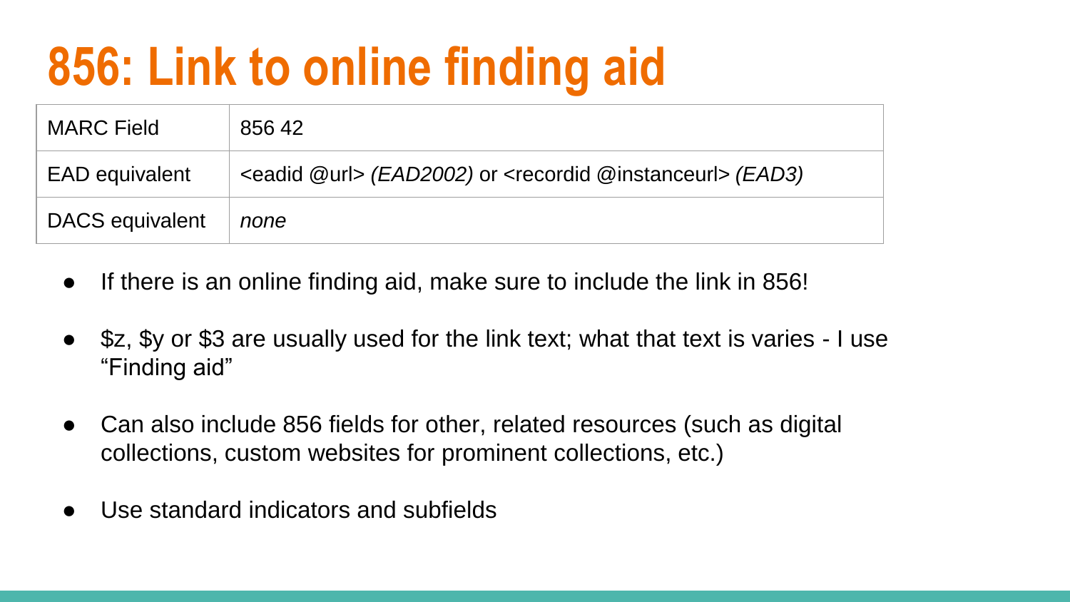# 856: Link to online finding aid

| MARC Field | 856 42 |
|---|---|
| EAD equivalent | <eadid @url> *(EAD2002)* or <recordid @instanceurl> *(EAD3)* |
| DACS equivalent | *none* |

- If there is an online finding aid, make sure to include the link in 856!
- $z, $y or $3 are usually used for the link text; what that text is varies - I use “Finding aid”
- Can also include 856 fields for other, related resources (such as digital collections, custom websites for prominent collections, etc.)
- Use standard indicators and subfields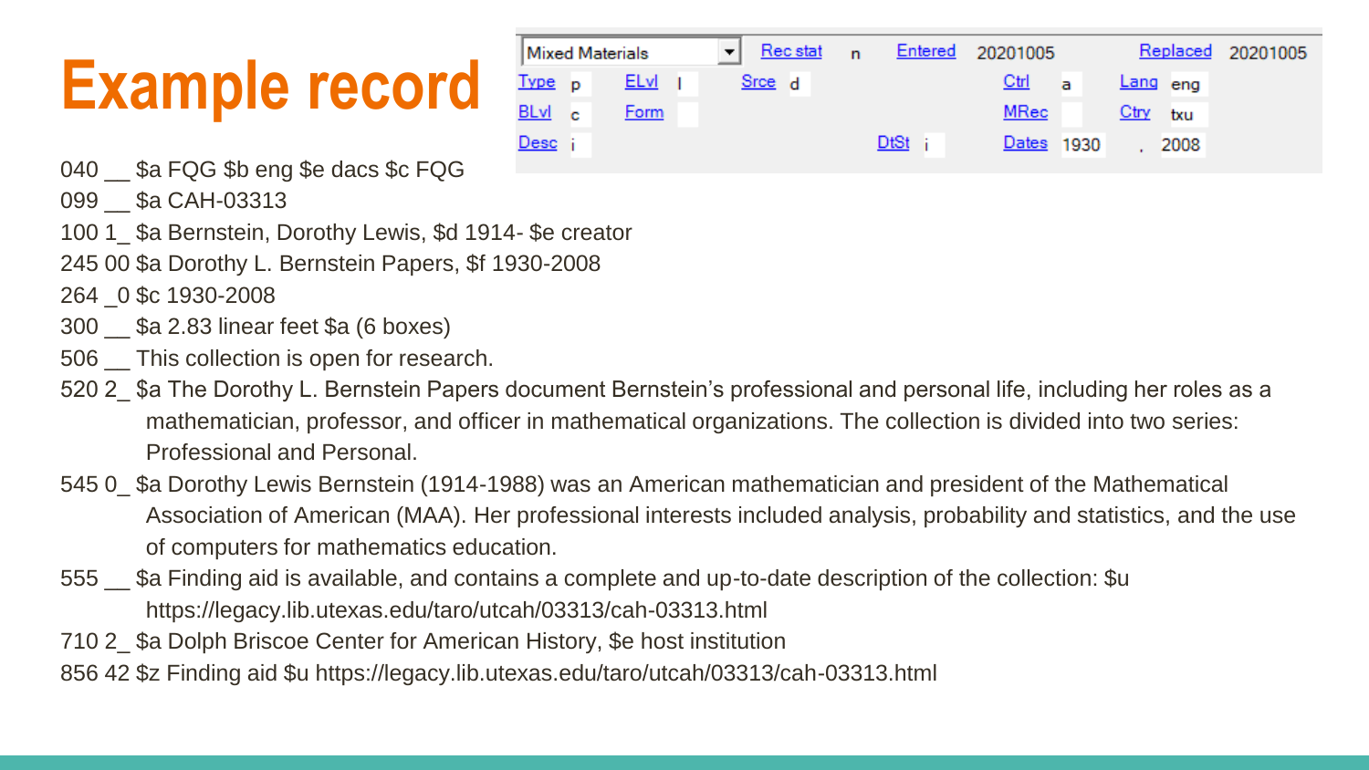# Example record

| Mixed Materials | | Rec stat | n | Entered | 20201005 | | Replaced | 20201005 |
|---|---|---|---|---|---|---|---|---|
| Type | p | ELvl | I | Srce | d | Ctrl | a | Lang eng |
| BLvl | c | Form | | | | MRec | | Ctry txu |
| Desc | i | | | DtSt | i | Dates | 1930 | , 2008 |

040 __ $a FQG $b eng $e dacs $c FQG

099 __ $a CAH-03313

100 1_ $a Bernstein, Dorothy Lewis, $d 1914- $e creator

245 00 $a Dorothy L. Bernstein Papers, $f 1930-2008

264 _0 $c 1930-2008

300 __ $a 2.83 linear feet $a (6 boxes)

506 __ This collection is open for research.

520 2_ $a The Dorothy L. Bernstein Papers document Bernstein's professional and personal life, including her roles as a mathematician, professor, and officer in mathematical organizations. The collection is divided into two series: Professional and Personal.

545 0_ $a Dorothy Lewis Bernstein (1914-1988) was an American mathematician and president of the Mathematical Association of American (MAA). Her professional interests included analysis, probability and statistics, and the use of computers for mathematics education.

555 __ $a Finding aid is available, and contains a complete and up-to-date description of the collection: $u https://legacy.lib.utexas.edu/taro/utcah/03313/cah-03313.html

710 2_ $a Dolph Briscoe Center for American History, $e host institution

856 42 $z Finding aid $u https://legacy.lib.utexas.edu/taro/utcah/03313/cah-03313.html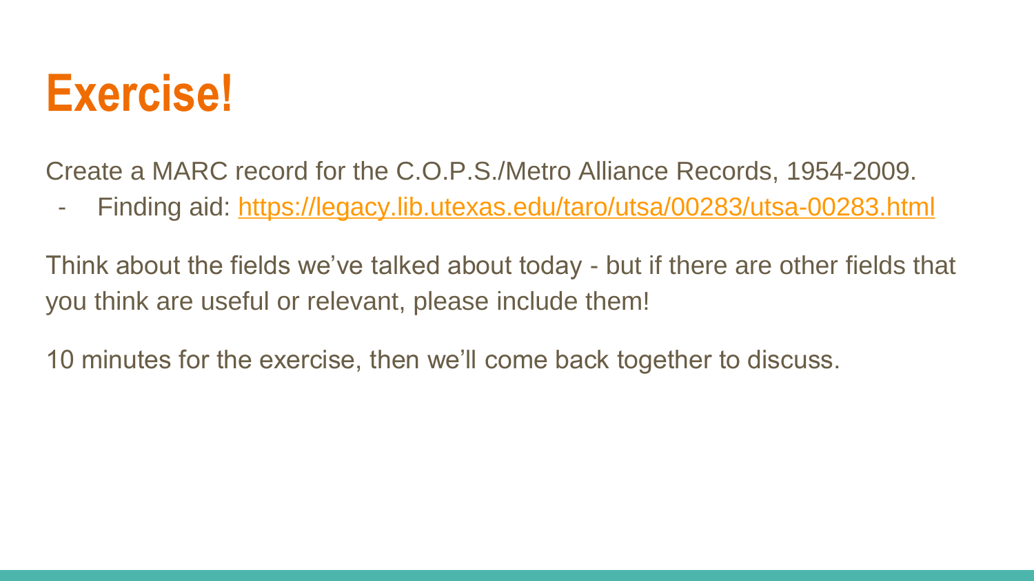# Exercise!

Create a MARC record for the C.O.P.S./Metro Alliance Records, 1954-2009.

- Finding aid: [https://legacy.lib.utexas.edu/taro/utsa/00283/utsa-00283.html](https://legacy.lib.utexas.edu/taro/utsa/00283/utsa-00283.html)

Think about the fields we've talked about today - but if there are other fields that you think are useful or relevant, please include them!

10 minutes for the exercise, then we'll come back together to discuss.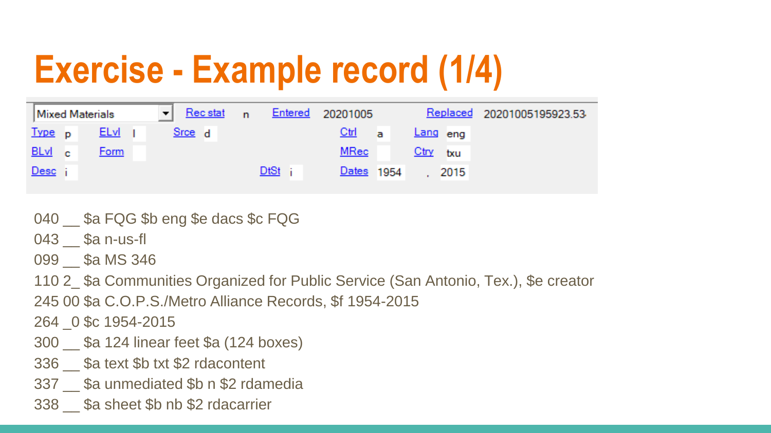# Exercise - Example record (1/4)

| Mixed Materials | | Rec stat | n | Entered | 20201005 | Replaced | 20201005195923.53 |
|---|---|---|---|---|---|---|---|
| Type | p | ELvl | I | Srce | d | Ctrl | a |
| Lang | eng | | | | | | |
| BLvl | c | Form | | MRec | | Ctry | txu |
| Desc | i | DtSt | i | Dates | 1954 , 2015 | | |

040 __ $a FQG $b eng $e dacs $c FQG

043 __ $a n-us-fl

099 __ $a MS 346

110 2_ $a Communities Organized for Public Service (San Antonio, Tex.), $e creator

245 00 $a C.O.P.S./Metro Alliance Records, $f 1954-2015

264 _0 $c 1954-2015

300 __ $a 124 linear feet $a (124 boxes)

336 __ $a text $b txt $2 rdacontent

337 __ $a unmediated $b n $2 rdamedia

338 __ $a sheet $b nb $2 rdacarrier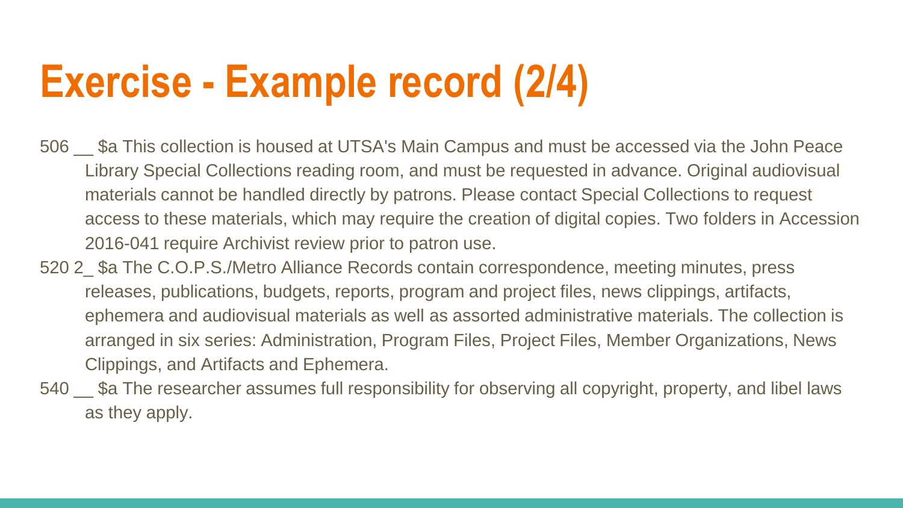# Exercise - Example record (2/4)

506 __ $a This collection is housed at UTSA's Main Campus and must be accessed via the John Peace Library Special Collections reading room, and must be requested in advance. Original audiovisual materials cannot be handled directly by patrons. Please contact Special Collections to request access to these materials, which may require the creation of digital copies. Two folders in Accession 2016-041 require Archivist review prior to patron use.

520 2_ $a The C.O.P.S./Metro Alliance Records contain correspondence, meeting minutes, press releases, publications, budgets, reports, program and project files, news clippings, artifacts, ephemera and audiovisual materials as well as assorted administrative materials. The collection is arranged in six series: Administration, Program Files, Project Files, Member Organizations, News Clippings, and Artifacts and Ephemera.

540 __ $a The researcher assumes full responsibility for observing all copyright, property, and libel laws as they apply.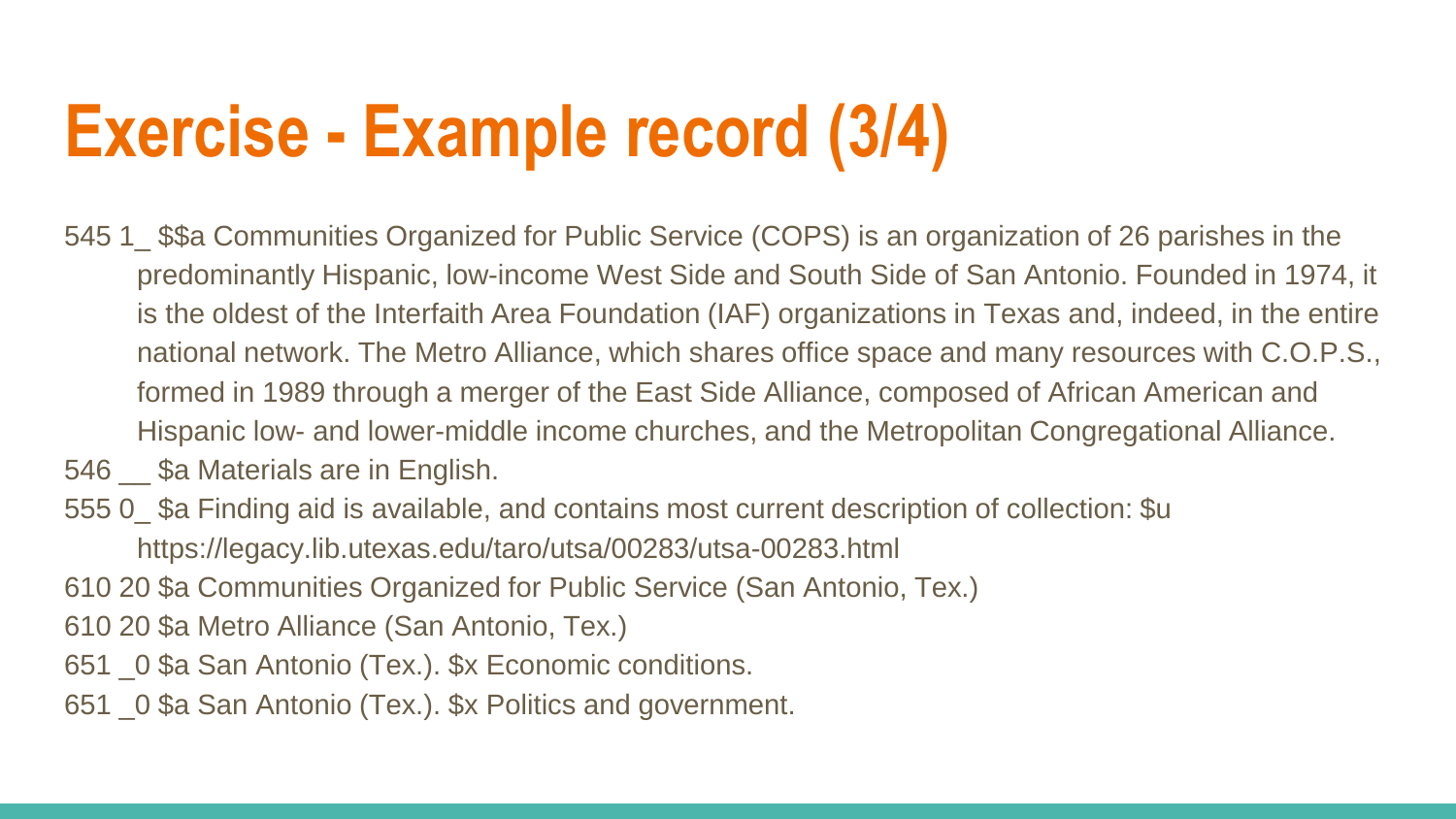# Exercise - Example record (3/4)

545 1_ $$a Communities Organized for Public Service (COPS) is an organization of 26 parishes in the predominantly Hispanic, low-income West Side and South Side of San Antonio. Founded in 1974, it is the oldest of the Interfaith Area Foundation (IAF) organizations in Texas and, indeed, in the entire national network. The Metro Alliance, which shares office space and many resources with C.O.P.S., formed in 1989 through a merger of the East Side Alliance, composed of African American and Hispanic low- and lower-middle income churches, and the Metropolitan Congregational Alliance.

546 __ $a Materials are in English.

555 0_ $a Finding aid is available, and contains most current description of collection: $u https://legacy.lib.utexas.edu/taro/utsa/00283/utsa-00283.html

610 20 $a Communities Organized for Public Service (San Antonio, Tex.)

610 20 $a Metro Alliance (San Antonio, Tex.)

651 _0 $a San Antonio (Tex.). $x Economic conditions.

651 _0 $a San Antonio (Tex.). $x Politics and government.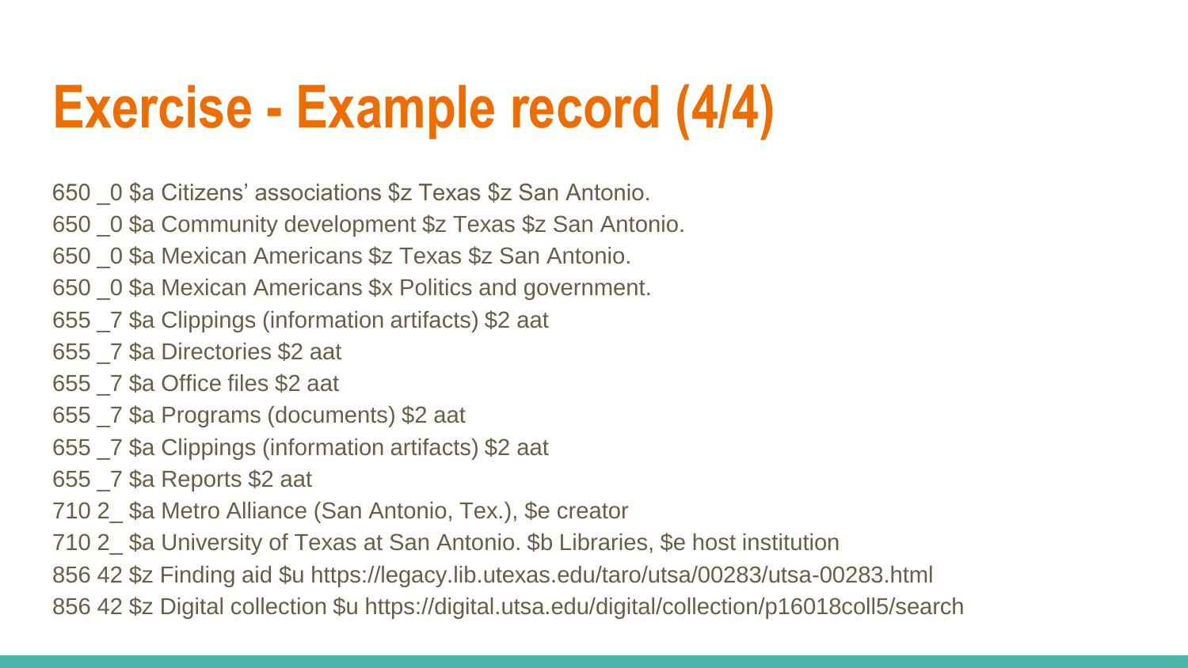# Exercise - Example record (4/4)

650 _0 $a Citizens' associations $z Texas $z San Antonio.

650 _0 $a Community development $z Texas $z San Antonio.

650 _0 $a Mexican Americans $z Texas $z San Antonio.

650 _0 $a Mexican Americans $x Politics and government.

655 _7 $a Clippings (information artifacts) $2 aat

655 _7 $a Directories $2 aat

655 _7 $a Office files $2 aat

655 _7 $a Programs (documents) $2 aat

655 _7 $a Clippings (information artifacts) $2 aat

655 _7 $a Reports $2 aat

710 2_ $a Metro Alliance (San Antonio, Tex.), $e creator

710 2_ $a University of Texas at San Antonio. $b Libraries, $e host institution

856 42 $z Finding aid $u https://legacy.lib.utexas.edu/taro/utsa/00283/utsa-00283.html

856 42 $z Digital collection $u https://digital.utsa.edu/digital/collection/p16018coll5/search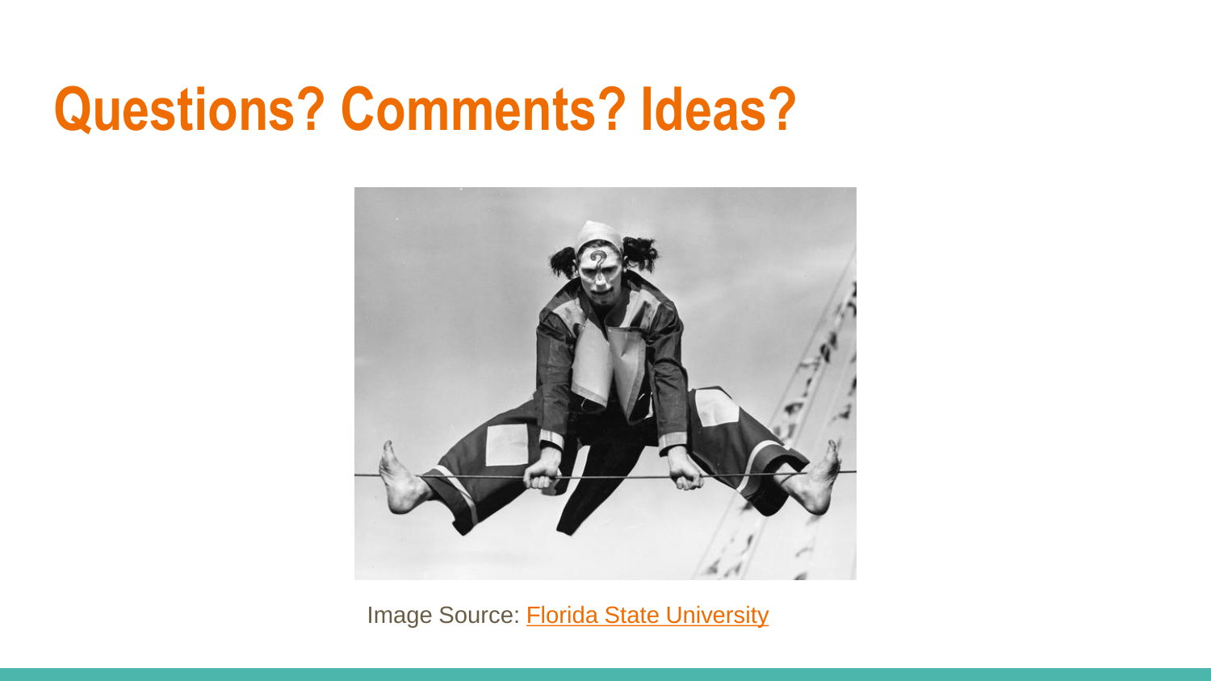# Questions? Comments? Ideas?

Image Source: [Florida State University]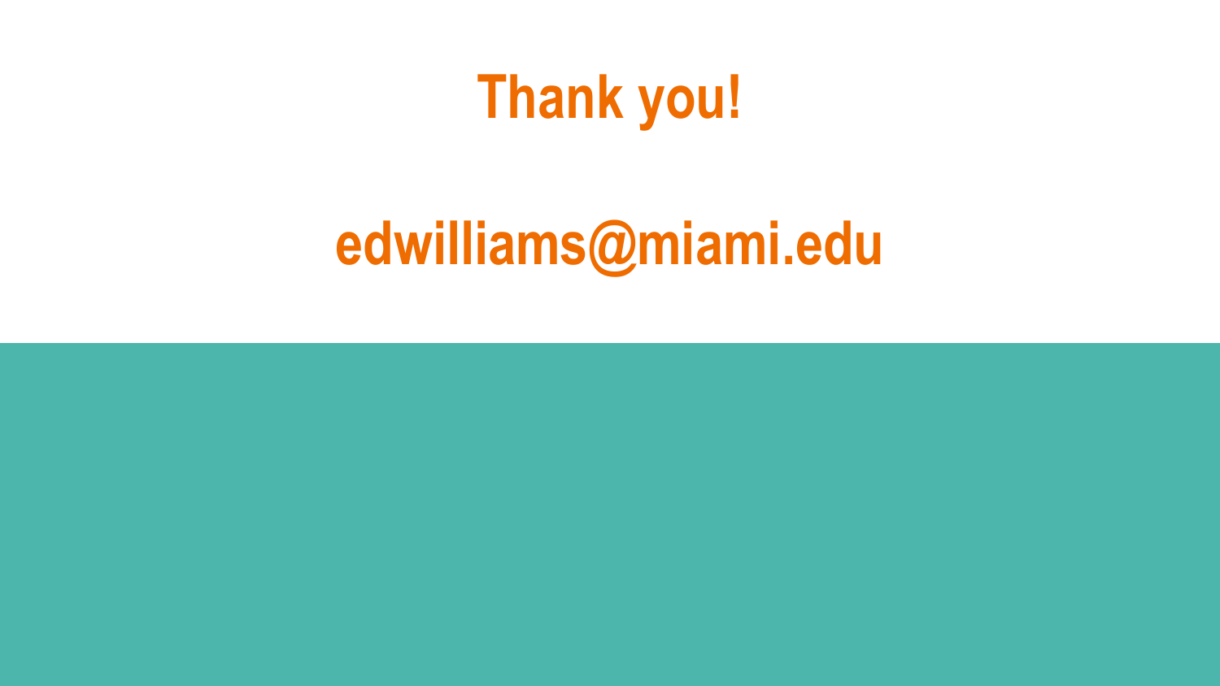# Thank you!

## edwilliams@miami.edu